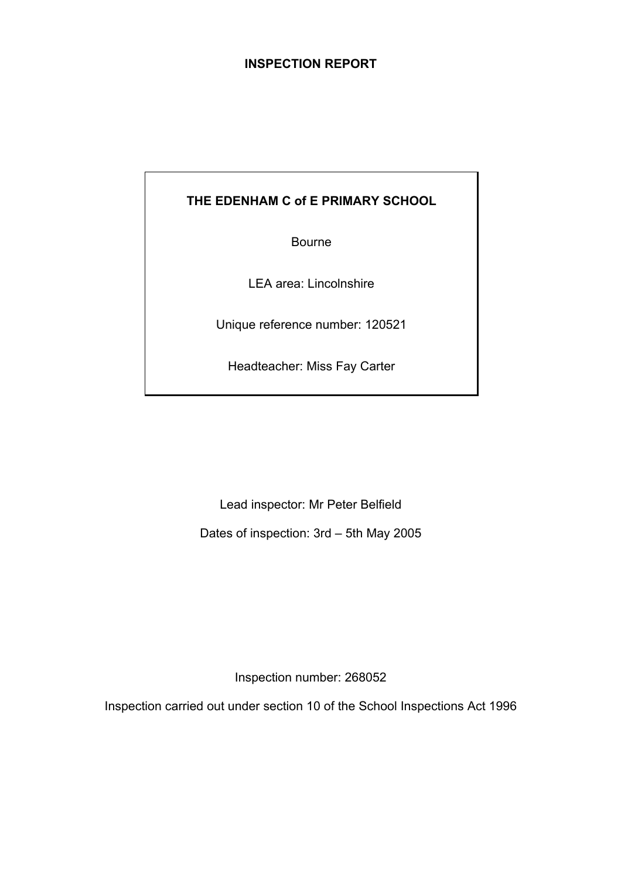# INSPECTION REPORT

## THE EDENHAM C of E PRIMARY SCHOOL

Bourne

LEA area: Lincolnshire

Unique reference number: 120521

Headteacher: Miss Fay Carter

Lead inspector: Mr Peter Belfield

Dates of inspection: 3rd – 5th May 2005

Inspection number: 268052

Inspection carried out under section 10 of the School Inspections Act 1996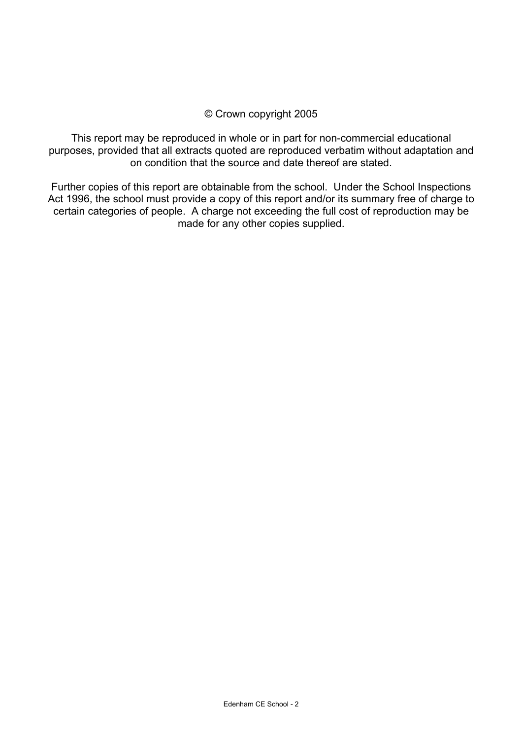© Crown copyright 2005

This report may be reproduced in whole or in part for non-commercial educational purposes, provided that all extracts quoted are reproduced verbatim without adaptation and on condition that the source and date thereof are stated.

Further copies of this report are obtainable from the school. Under the School Inspections Act 1996, the school must provide a copy of this report and/or its summary free of charge to certain categories of people. A charge not exceeding the full cost of reproduction may be made for any other copies supplied.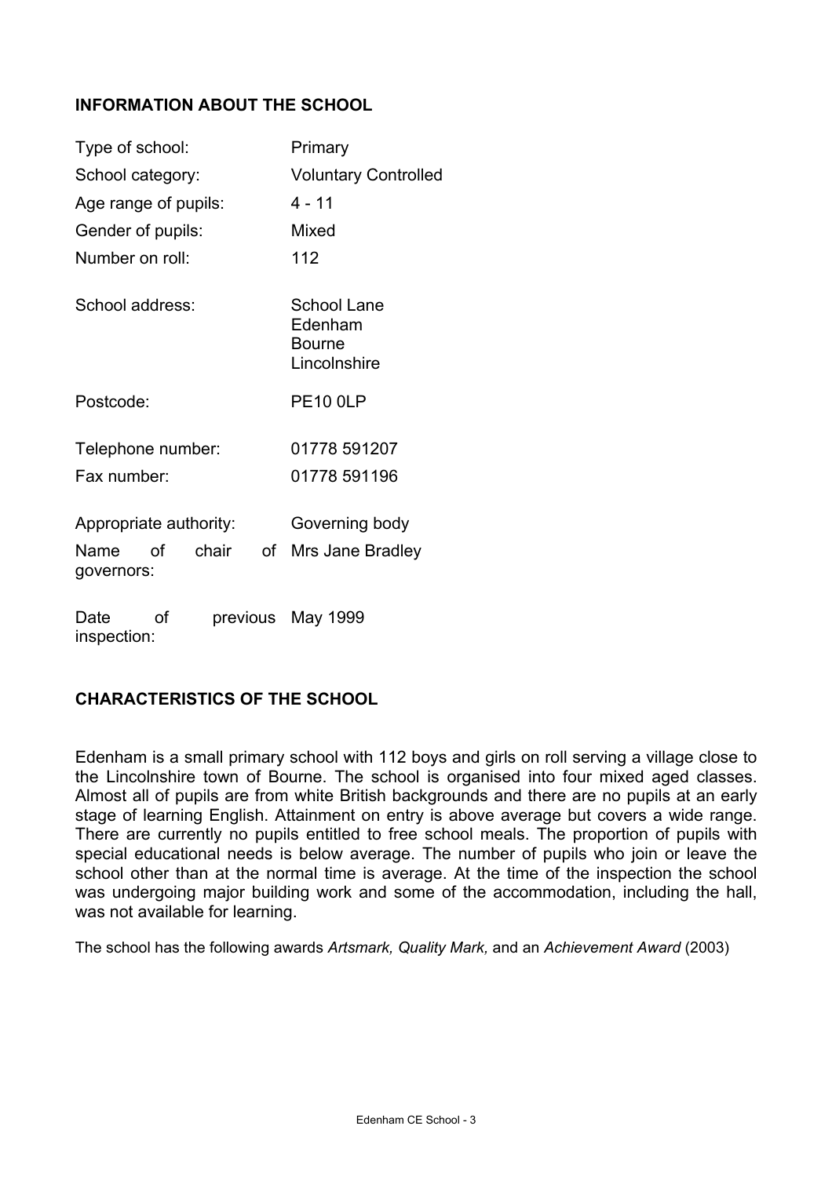## INFORMATION ABOUT THE SCHOOL

| | |
|---|---|
| Type of school: | Primary |
| School category: | Voluntary Controlled |
| Age range of pupils: | 4 - 11 |
| Gender of pupils: | Mixed |
| Number on roll: | 112 |
| School address: | School Lane<br>Edenham<br>Bourne<br>Lincolnshire |
| Postcode: | PE10 0LP |
| Telephone number: | 01778 591207 |
| Fax number: | 01778 591196 |
| Appropriate authority: | Governing body |
| Name of chair of governors: | Mrs Jane Bradley |
| Date of previous inspection: | May 1999 |

## CHARACTERISTICS OF THE SCHOOL

Edenham is a small primary school with 112 boys and girls on roll serving a village close to the Lincolnshire town of Bourne. The school is organised into four mixed aged classes. Almost all of pupils are from white British backgrounds and there are no pupils at an early stage of learning English. Attainment on entry is above average but covers a wide range. There are currently no pupils entitled to free school meals. The proportion of pupils with special educational needs is below average. The number of pupils who join or leave the school other than at the normal time is average. At the time of the inspection the school was undergoing major building work and some of the accommodation, including the hall, was not available for learning.

The school has the following awards *Artsmark, Quality Mark,* and an *Achievement Award* (2003)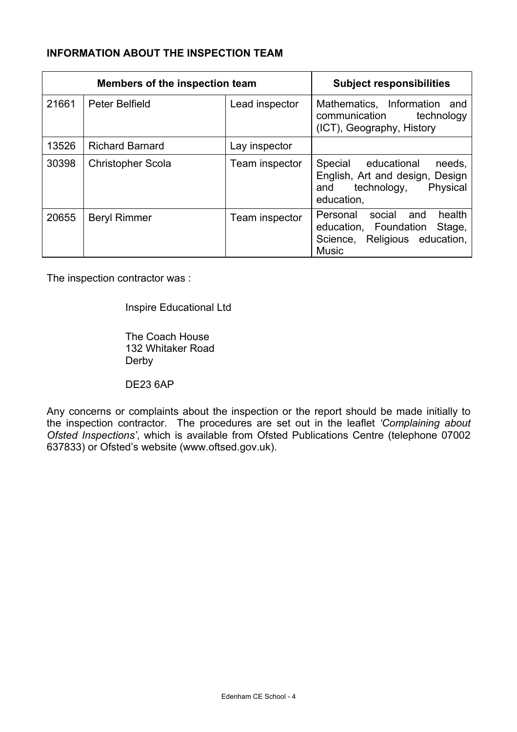**INFORMATION ABOUT THE INSPECTION TEAM**

| Members of the inspection team | | | Subject responsibilities |
|---|---|---|---|
| 21661 | Peter Belfield | Lead inspector | Mathematics, Information and communication technology (ICT), Geography, History |
| 13526 | Richard Barnard | Lay inspector | |
| 30398 | Christopher Scola | Team inspector | Special educational needs, English, Art and design, Design and technology, Physical education, |
| 20655 | Beryl Rimmer | Team inspector | Personal social and health education, Foundation Stage, Science, Religious education, Music |

The inspection contractor was :

Inspire Educational Ltd

The Coach House
132 Whitaker Road
Derby

DE23 6AP

Any concerns or complaints about the inspection or the report should be made initially to the inspection contractor. The procedures are set out in the leaflet *'Complaining about Ofsted Inspections'*, which is available from Ofsted Publications Centre (telephone 07002 637833) or Ofsted's website (www.oftsed.gov.uk).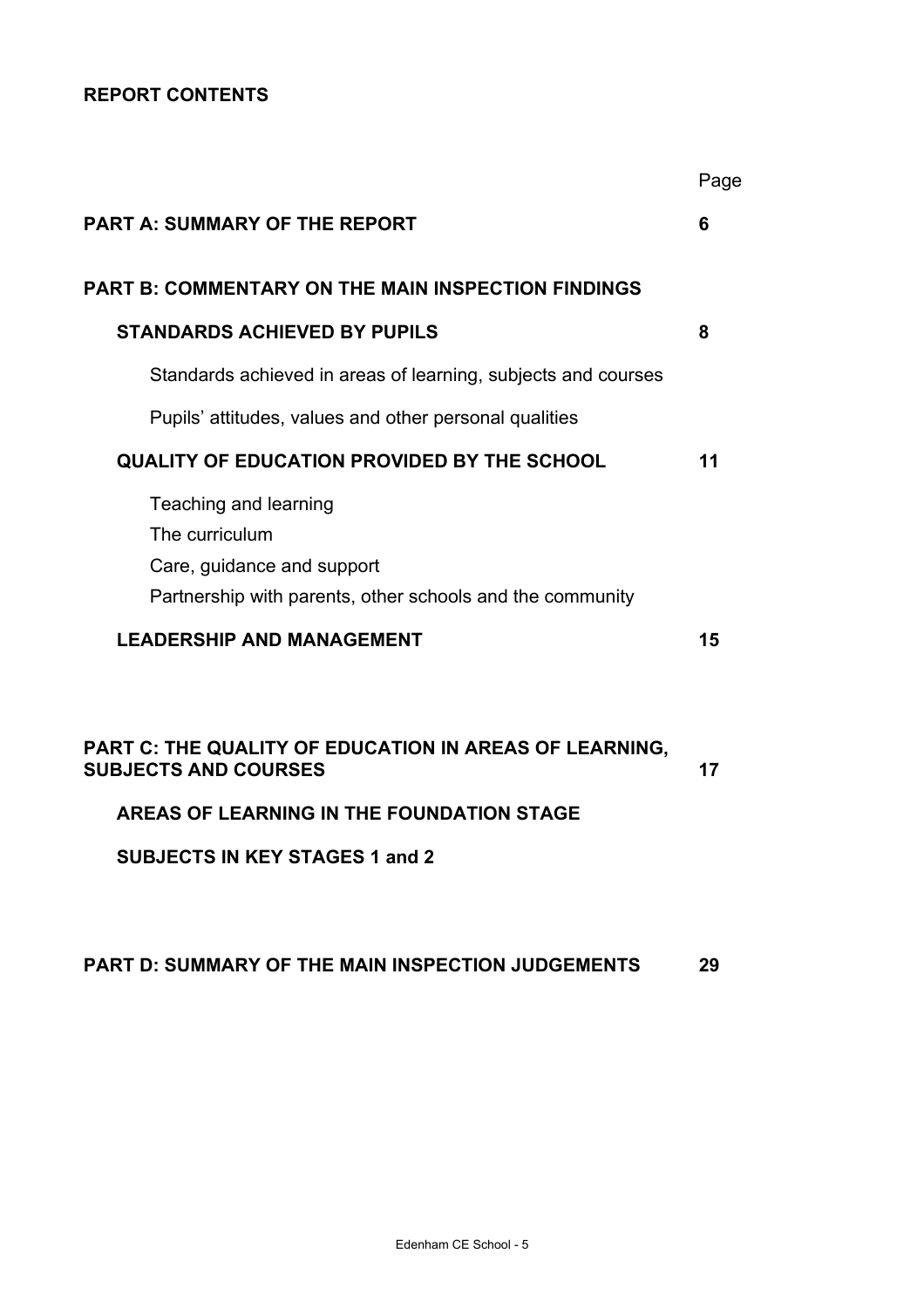# REPORT CONTENTS

| | Page |
|---|---|
| **PART A: SUMMARY OF THE REPORT** | **6** |
| **PART B: COMMENTARY ON THE MAIN INSPECTION FINDINGS** | |
| **STANDARDS ACHIEVED BY PUPILS** | **8** |
| Standards achieved in areas of learning, subjects and courses | |
| Pupils' attitudes, values and other personal qualities | |
| **QUALITY OF EDUCATION PROVIDED BY THE SCHOOL** | **11** |
| Teaching and learning | |
| The curriculum | |
| Care, guidance and support | |
| Partnership with parents, other schools and the community | |
| **LEADERSHIP AND MANAGEMENT** | **15** |
| **PART C: THE QUALITY OF EDUCATION IN AREAS OF LEARNING, SUBJECTS AND COURSES** | **17** |
| **AREAS OF LEARNING IN THE FOUNDATION STAGE** | |
| **SUBJECTS IN KEY STAGES 1 and 2** | |
| **PART D: SUMMARY OF THE MAIN INSPECTION JUDGEMENTS** | **29** |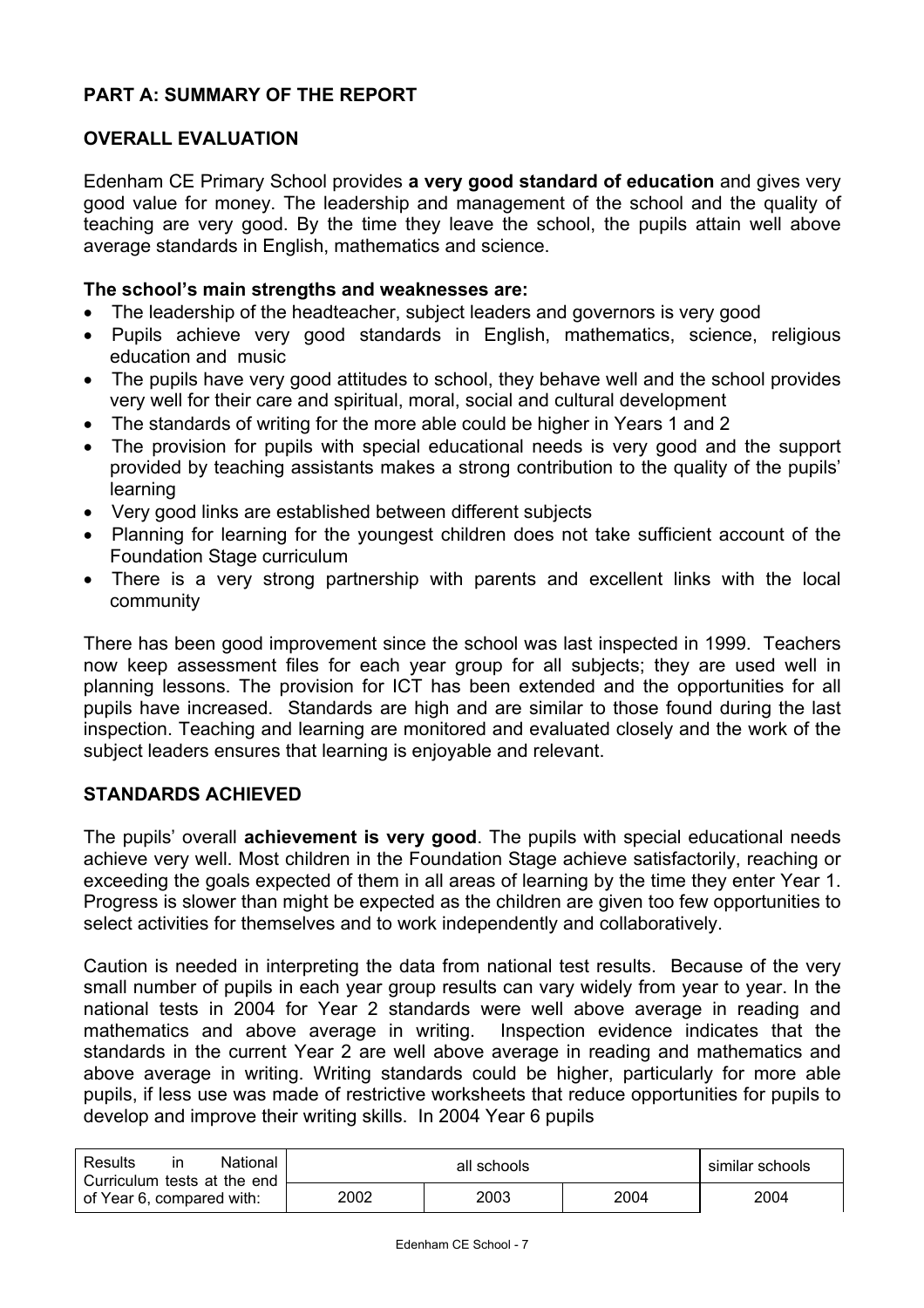## PART A: SUMMARY OF THE REPORT

### OVERALL EVALUATION

Edenham CE Primary School provides **a very good standard of education** and gives very good value for money. The leadership and management of the school and the quality of teaching are very good. By the time they leave the school, the pupils attain well above average standards in English, mathematics and science.

**The school's main strengths and weaknesses are:**

- The leadership of the headteacher, subject leaders and governors is very good
- Pupils achieve very good standards in English, mathematics, science, religious education and music
- The pupils have very good attitudes to school, they behave well and the school provides very well for their care and spiritual, moral, social and cultural development
- The standards of writing for the more able could be higher in Years 1 and 2
- The provision for pupils with special educational needs is very good and the support provided by teaching assistants makes a strong contribution to the quality of the pupils' learning
- Very good links are established between different subjects
- Planning for learning for the youngest children does not take sufficient account of the Foundation Stage curriculum
- There is a very strong partnership with parents and excellent links with the local community

There has been good improvement since the school was last inspected in 1999. Teachers now keep assessment files for each year group for all subjects; they are used well in planning lessons. The provision for ICT has been extended and the opportunities for all pupils have increased. Standards are high and are similar to those found during the last inspection. Teaching and learning are monitored and evaluated closely and the work of the subject leaders ensures that learning is enjoyable and relevant.

### STANDARDS ACHIEVED

The pupils' overall **achievement is very good**. The pupils with special educational needs achieve very well. Most children in the Foundation Stage achieve satisfactorily, reaching or exceeding the goals expected of them in all areas of learning by the time they enter Year 1. Progress is slower than might be expected as the children are given too few opportunities to select activities for themselves and to work independently and collaboratively.

Caution is needed in interpreting the data from national test results. Because of the very small number of pupils in each year group results can vary widely from year to year. In the national tests in 2004 for Year 2 standards were well above average in reading and mathematics and above average in writing. Inspection evidence indicates that the standards in the current Year 2 are well above average in reading and mathematics and above average in writing. Writing standards could be higher, particularly for more able pupils, if less use was made of restrictive worksheets that reduce opportunities for pupils to develop and improve their writing skills. In 2004 Year 6 pupils

| Results in National Curriculum tests at the end of Year 6, compared with: | all schools | | | similar schools |
|---|---|---|---|---|
| | 2002 | 2003 | 2004 | 2004 |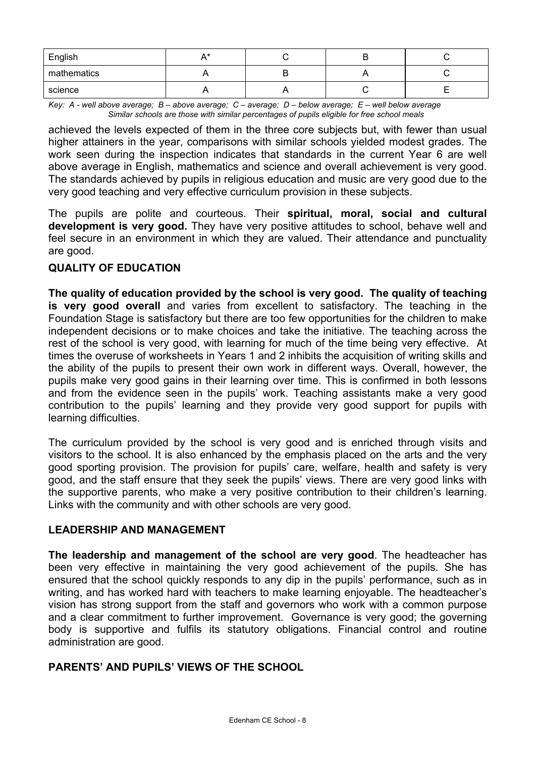| English | A* | C | B | C |
|---|---|---|---|---|
| mathematics | A | B | A | C |
| science | A | A | C | E |

*Key: A - well above average; B – above average; C – average; D – below average; E – well below average*
*Similar schools are those with similar percentages of pupils eligible for free school meals*

achieved the levels expected of them in the three core subjects but, with fewer than usual higher attainers in the year, comparisons with similar schools yielded modest grades. The work seen during the inspection indicates that standards in the current Year 6 are well above average in English, mathematics and science and overall achievement is very good. The standards achieved by pupils in religious education and music are very good due to the very good teaching and very effective curriculum provision in these subjects.

The pupils are polite and courteous. Their **spiritual, moral, social and cultural development is very good.** They have very positive attitudes to school, behave well and feel secure in an environment in which they are valued. Their attendance and punctuality are good.

## QUALITY OF EDUCATION

**The quality of education provided by the school is very good. The quality of teaching is very good overall** and varies from excellent to satisfactory. The teaching in the Foundation Stage is satisfactory but there are too few opportunities for the children to make independent decisions or to make choices and take the initiative. The teaching across the rest of the school is very good, with learning for much of the time being very effective. At times the overuse of worksheets in Years 1 and 2 inhibits the acquisition of writing skills and the ability of the pupils to present their own work in different ways. Overall, however, the pupils make very good gains in their learning over time. This is confirmed in both lessons and from the evidence seen in the pupils' work. Teaching assistants make a very good contribution to the pupils' learning and they provide very good support for pupils with learning difficulties.

The curriculum provided by the school is very good and is enriched through visits and visitors to the school. It is also enhanced by the emphasis placed on the arts and the very good sporting provision. The provision for pupils' care, welfare, health and safety is very good, and the staff ensure that they seek the pupils' views. There are very good links with the supportive parents, who make a very positive contribution to their children's learning. Links with the community and with other schools are very good.

## LEADERSHIP AND MANAGEMENT

**The leadership and management of the school are very good**. The headteacher has been very effective in maintaining the very good achievement of the pupils. She has ensured that the school quickly responds to any dip in the pupils' performance, such as in writing, and has worked hard with teachers to make learning enjoyable. The headteacher's vision has strong support from the staff and governors who work with a common purpose and a clear commitment to further improvement. Governance is very good; the governing body is supportive and fulfils its statutory obligations. Financial control and routine administration are good.

## PARENTS' AND PUPILS' VIEWS OF THE SCHOOL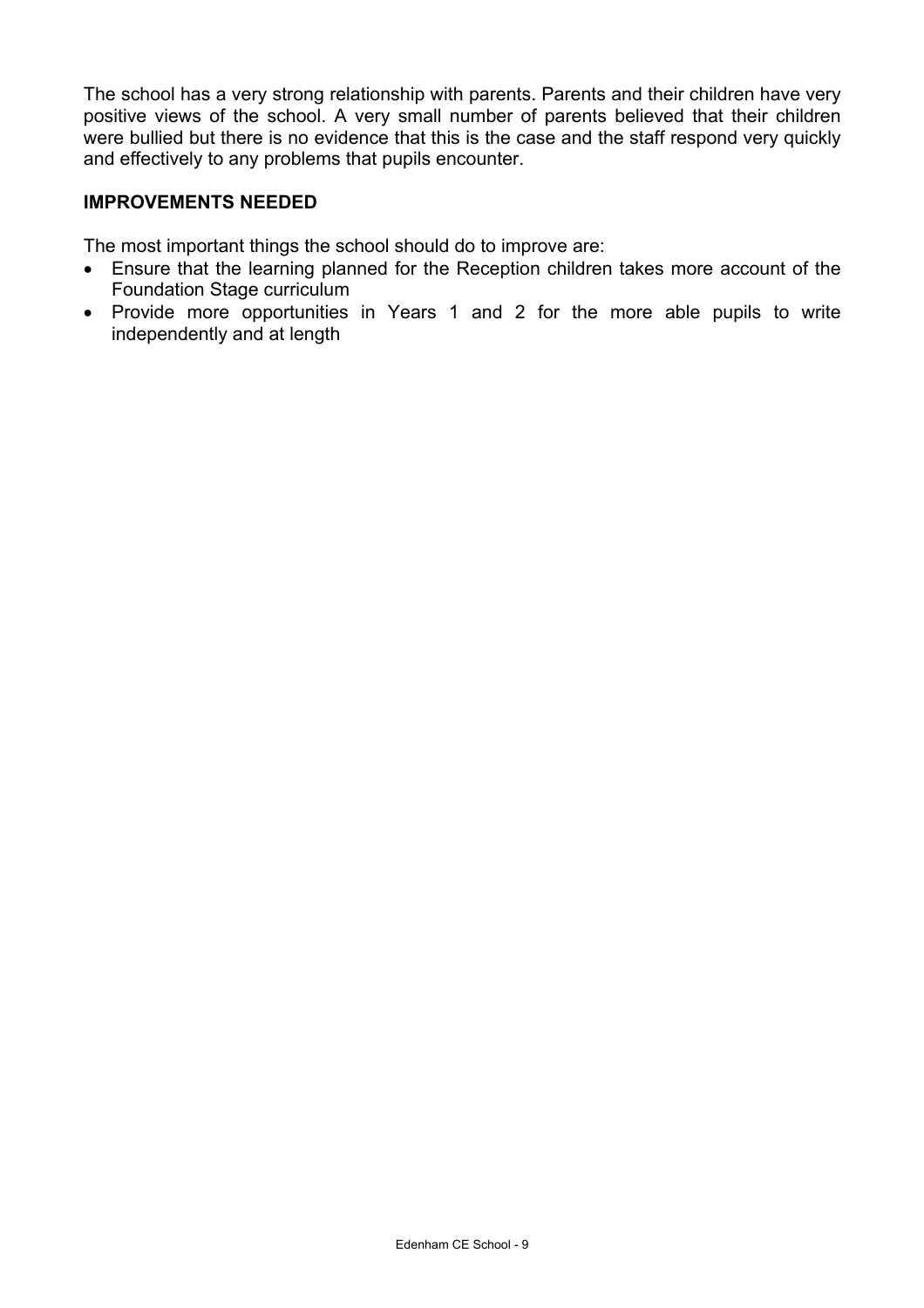The school has a very strong relationship with parents. Parents and their children have very positive views of the school. A very small number of parents believed that their children were bullied but there is no evidence that this is the case and the staff respond very quickly and effectively to any problems that pupils encounter.

### IMPROVEMENTS NEEDED

The most important things the school should do to improve are:

- Ensure that the learning planned for the Reception children takes more account of the Foundation Stage curriculum
- Provide more opportunities in Years 1 and 2 for the more able pupils to write independently and at length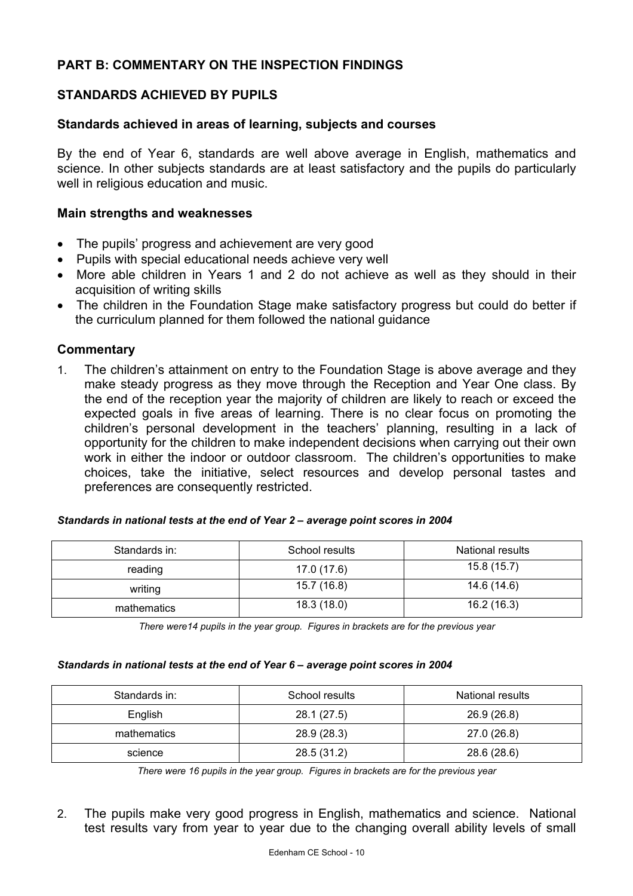## PART B: COMMENTARY ON THE INSPECTION FINDINGS

## STANDARDS ACHIEVED BY PUPILS

### Standards achieved in areas of learning, subjects and courses

By the end of Year 6, standards are well above average in English, mathematics and science. In other subjects standards are at least satisfactory and the pupils do particularly well in religious education and music.

### Main strengths and weaknesses

- The pupils' progress and achievement are very good
- Pupils with special educational needs achieve very well
- More able children in Years 1 and 2 do not achieve as well as they should in their acquisition of writing skills
- The children in the Foundation Stage make satisfactory progress but could do better if the curriculum planned for them followed the national guidance

### Commentary

1. The children's attainment on entry to the Foundation Stage is above average and they make steady progress as they move through the Reception and Year One class. By the end of the reception year the majority of children are likely to reach or exceed the expected goals in five areas of learning. There is no clear focus on promoting the children's personal development in the teachers' planning, resulting in a lack of opportunity for the children to make independent decisions when carrying out their own work in either the indoor or outdoor classroom. The children's opportunities to make choices, take the initiative, select resources and develop personal tastes and preferences are consequently restricted.

***Standards in national tests at the end of Year 2 – average point scores in 2004***

| Standards in: | School results | National results |
|---|---|---|
| reading | 17.0 (17.6) | 15.8 (15.7) |
| writing | 15.7 (16.8) | 14.6 (14.6) |
| mathematics | 18.3 (18.0) | 16.2 (16.3) |

*There were14 pupils in the year group. Figures in brackets are for the previous year*

***Standards in national tests at the end of Year 6 – average point scores in 2004***

| Standards in: | School results | National results |
|---|---|---|
| English | 28.1 (27.5) | 26.9 (26.8) |
| mathematics | 28.9 (28.3) | 27.0 (26.8) |
| science | 28.5 (31.2) | 28.6 (28.6) |

*There were 16 pupils in the year group. Figures in brackets are for the previous year*

2. The pupils make very good progress in English, mathematics and science. National test results vary from year to year due to the changing overall ability levels of small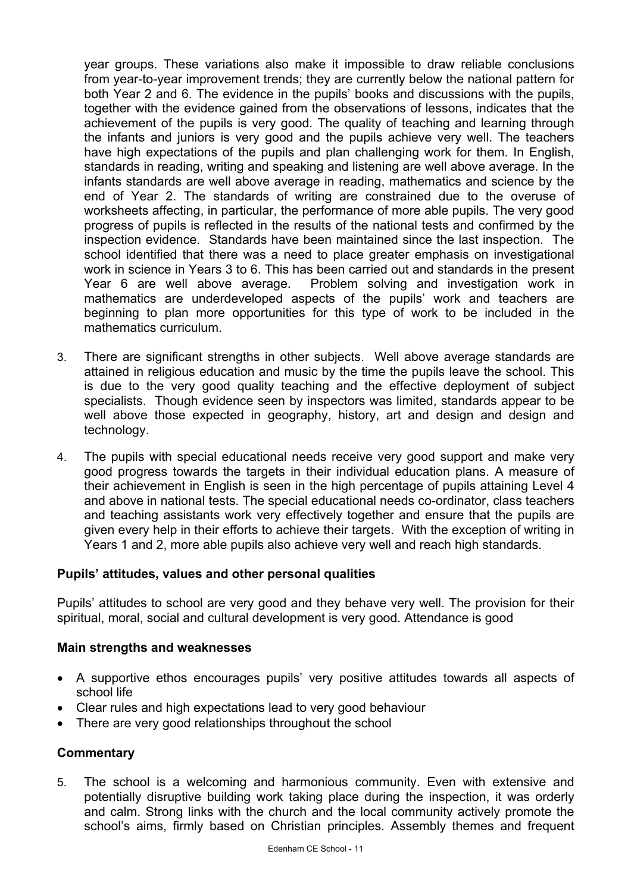year groups. These variations also make it impossible to draw reliable conclusions from year-to-year improvement trends; they are currently below the national pattern for both Year 2 and 6. The evidence in the pupils' books and discussions with the pupils, together with the evidence gained from the observations of lessons, indicates that the achievement of the pupils is very good. The quality of teaching and learning through the infants and juniors is very good and the pupils achieve very well. The teachers have high expectations of the pupils and plan challenging work for them. In English, standards in reading, writing and speaking and listening are well above average. In the infants standards are well above average in reading, mathematics and science by the end of Year 2. The standards of writing are constrained due to the overuse of worksheets affecting, in particular, the performance of more able pupils. The very good progress of pupils is reflected in the results of the national tests and confirmed by the inspection evidence. Standards have been maintained since the last inspection. The school identified that there was a need to place greater emphasis on investigational work in science in Years 3 to 6. This has been carried out and standards in the present Year 6 are well above average. Problem solving and investigation work in mathematics are underdeveloped aspects of the pupils' work and teachers are beginning to plan more opportunities for this type of work to be included in the mathematics curriculum.

3. There are significant strengths in other subjects. Well above average standards are attained in religious education and music by the time the pupils leave the school. This is due to the very good quality teaching and the effective deployment of subject specialists. Though evidence seen by inspectors was limited, standards appear to be well above those expected in geography, history, art and design and design and technology.

4. The pupils with special educational needs receive very good support and make very good progress towards the targets in their individual education plans. A measure of their achievement in English is seen in the high percentage of pupils attaining Level 4 and above in national tests. The special educational needs co-ordinator, class teachers and teaching assistants work very effectively together and ensure that the pupils are given every help in their efforts to achieve their targets. With the exception of writing in Years 1 and 2, more able pupils also achieve very well and reach high standards.

### Pupils' attitudes, values and other personal qualities

Pupils' attitudes to school are very good and they behave very well. The provision for their spiritual, moral, social and cultural development is very good. Attendance is good

### Main strengths and weaknesses

- A supportive ethos encourages pupils' very positive attitudes towards all aspects of school life
- Clear rules and high expectations lead to very good behaviour
- There are very good relationships throughout the school

### Commentary

5. The school is a welcoming and harmonious community. Even with extensive and potentially disruptive building work taking place during the inspection, it was orderly and calm. Strong links with the church and the local community actively promote the school's aims, firmly based on Christian principles. Assembly themes and frequent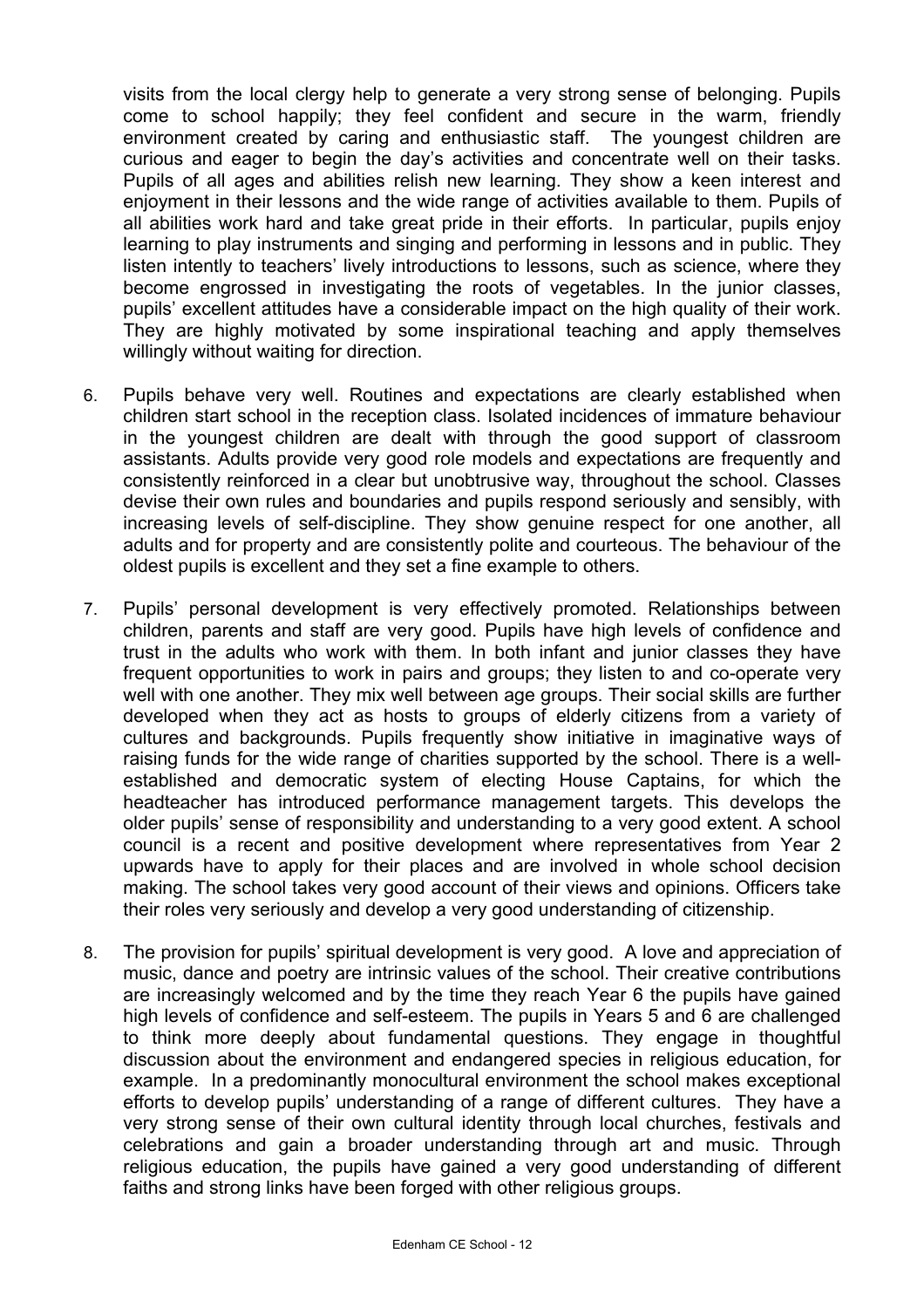visits from the local clergy help to generate a very strong sense of belonging. Pupils come to school happily; they feel confident and secure in the warm, friendly environment created by caring and enthusiastic staff. The youngest children are curious and eager to begin the day's activities and concentrate well on their tasks. Pupils of all ages and abilities relish new learning. They show a keen interest and enjoyment in their lessons and the wide range of activities available to them. Pupils of all abilities work hard and take great pride in their efforts. In particular, pupils enjoy learning to play instruments and singing and performing in lessons and in public. They listen intently to teachers' lively introductions to lessons, such as science, where they become engrossed in investigating the roots of vegetables. In the junior classes, pupils' excellent attitudes have a considerable impact on the high quality of their work. They are highly motivated by some inspirational teaching and apply themselves willingly without waiting for direction.

6. Pupils behave very well. Routines and expectations are clearly established when children start school in the reception class. Isolated incidences of immature behaviour in the youngest children are dealt with through the good support of classroom assistants. Adults provide very good role models and expectations are frequently and consistently reinforced in a clear but unobtrusive way, throughout the school. Classes devise their own rules and boundaries and pupils respond seriously and sensibly, with increasing levels of self-discipline. They show genuine respect for one another, all adults and for property and are consistently polite and courteous. The behaviour of the oldest pupils is excellent and they set a fine example to others.

7. Pupils' personal development is very effectively promoted. Relationships between children, parents and staff are very good. Pupils have high levels of confidence and trust in the adults who work with them. In both infant and junior classes they have frequent opportunities to work in pairs and groups; they listen to and co-operate very well with one another. They mix well between age groups. Their social skills are further developed when they act as hosts to groups of elderly citizens from a variety of cultures and backgrounds. Pupils frequently show initiative in imaginative ways of raising funds for the wide range of charities supported by the school. There is a well-established and democratic system of electing House Captains, for which the headteacher has introduced performance management targets. This develops the older pupils' sense of responsibility and understanding to a very good extent. A school council is a recent and positive development where representatives from Year 2 upwards have to apply for their places and are involved in whole school decision making. The school takes very good account of their views and opinions. Officers take their roles very seriously and develop a very good understanding of citizenship.

8. The provision for pupils' spiritual development is very good. A love and appreciation of music, dance and poetry are intrinsic values of the school. Their creative contributions are increasingly welcomed and by the time they reach Year 6 the pupils have gained high levels of confidence and self-esteem. The pupils in Years 5 and 6 are challenged to think more deeply about fundamental questions. They engage in thoughtful discussion about the environment and endangered species in religious education, for example. In a predominantly monocultural environment the school makes exceptional efforts to develop pupils' understanding of a range of different cultures. They have a very strong sense of their own cultural identity through local churches, festivals and celebrations and gain a broader understanding through art and music. Through religious education, the pupils have gained a very good understanding of different faiths and strong links have been forged with other religious groups.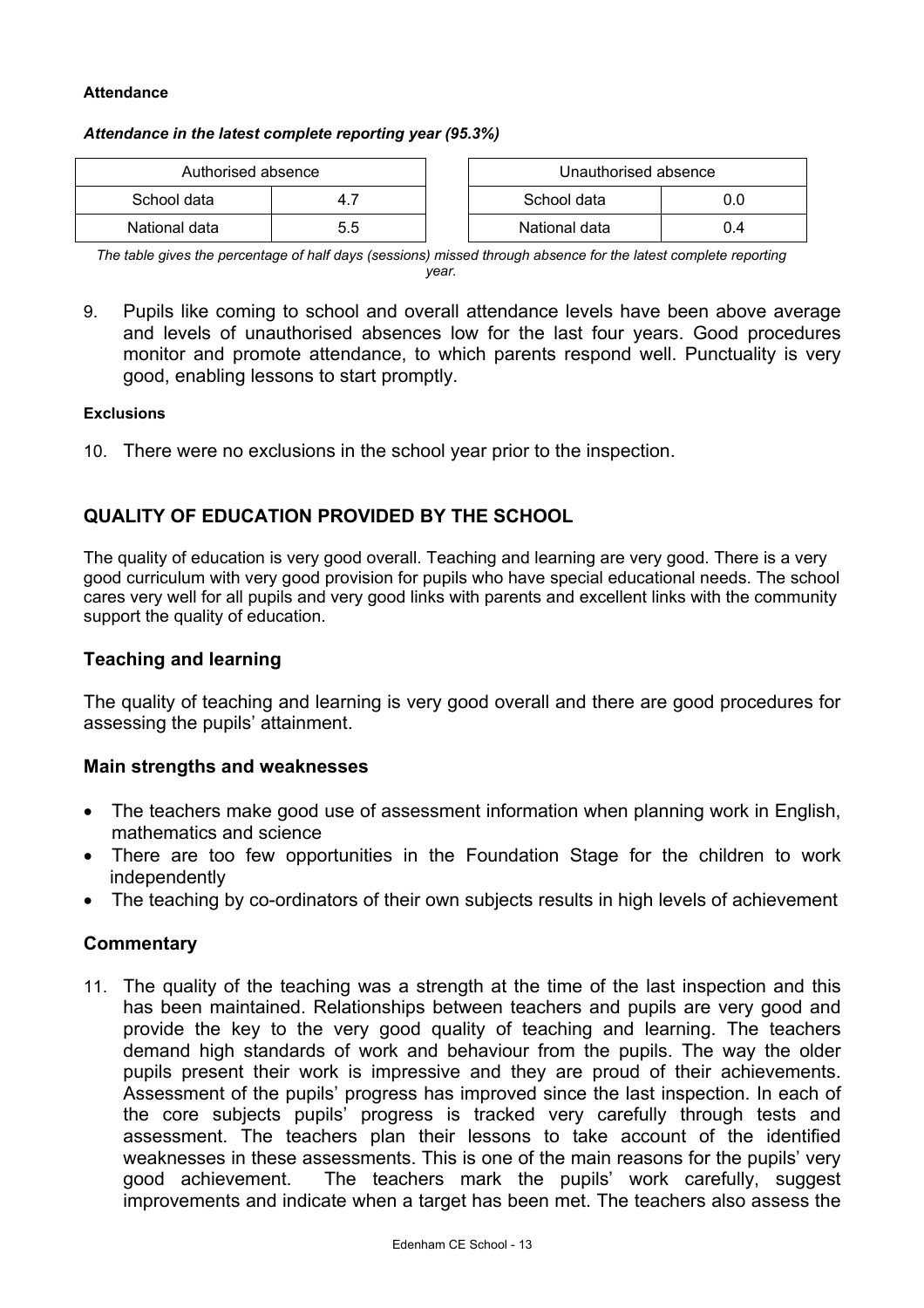#### Attendance

***Attendance in the latest complete reporting year (95.3%)***

| Authorised absence | |
|---|---|
| School data | 4.7 |
| National data | 5.5 |

| Unauthorised absence | |
|---|---|
| School data | 0.0 |
| National data | 0.4 |

*The table gives the percentage of half days (sessions) missed through absence for the latest complete reporting year.*

9. Pupils like coming to school and overall attendance levels have been above average and levels of unauthorised absences low for the last four years. Good procedures monitor and promote attendance, to which parents respond well. Punctuality is very good, enabling lessons to start promptly.

#### Exclusions

10. There were no exclusions in the school year prior to the inspection.

## QUALITY OF EDUCATION PROVIDED BY THE SCHOOL

The quality of education is very good overall. Teaching and learning are very good. There is a very good curriculum with very good provision for pupils who have special educational needs. The school cares very well for all pupils and very good links with parents and excellent links with the community support the quality of education.

### Teaching and learning

The quality of teaching and learning is very good overall and there are good procedures for assessing the pupils' attainment.

### Main strengths and weaknesses

- The teachers make good use of assessment information when planning work in English, mathematics and science
- There are too few opportunities in the Foundation Stage for the children to work independently
- The teaching by co-ordinators of their own subjects results in high levels of achievement

### Commentary

11. The quality of the teaching was a strength at the time of the last inspection and this has been maintained. Relationships between teachers and pupils are very good and provide the key to the very good quality of teaching and learning. The teachers demand high standards of work and behaviour from the pupils. The way the older pupils present their work is impressive and they are proud of their achievements. Assessment of the pupils' progress has improved since the last inspection. In each of the core subjects pupils' progress is tracked very carefully through tests and assessment. The teachers plan their lessons to take account of the identified weaknesses in these assessments. This is one of the main reasons for the pupils' very good achievement. The teachers mark the pupils' work carefully, suggest improvements and indicate when a target has been met. The teachers also assess the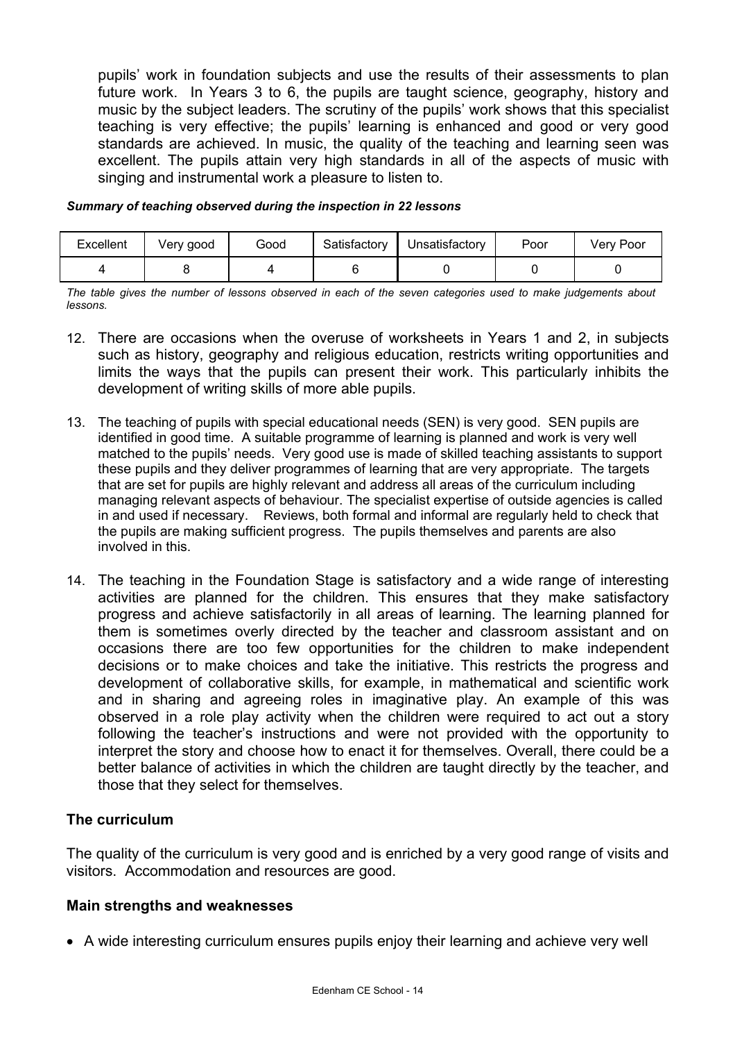pupils' work in foundation subjects and use the results of their assessments to plan future work. In Years 3 to 6, the pupils are taught science, geography, history and music by the subject leaders. The scrutiny of the pupils' work shows that this specialist teaching is very effective; the pupils' learning is enhanced and good or very good standards are achieved. In music, the quality of the teaching and learning seen was excellent. The pupils attain very high standards in all of the aspects of music with singing and instrumental work a pleasure to listen to.

***Summary of teaching observed during the inspection in 22 lessons***

| Excellent | Very good | Good | Satisfactory | Unsatisfactory | Poor | Very Poor |
|---|---|---|---|---|---|---|
| 4 | 8 | 4 | 6 | 0 | 0 | 0 |

*The table gives the number of lessons observed in each of the seven categories used to make judgements about lessons.*

12. There are occasions when the overuse of worksheets in Years 1 and 2, in subjects such as history, geography and religious education, restricts writing opportunities and limits the ways that the pupils can present their work. This particularly inhibits the development of writing skills of more able pupils.

13. The teaching of pupils with special educational needs (SEN) is very good. SEN pupils are identified in good time. A suitable programme of learning is planned and work is very well matched to the pupils' needs. Very good use is made of skilled teaching assistants to support these pupils and they deliver programmes of learning that are very appropriate. The targets that are set for pupils are highly relevant and address all areas of the curriculum including managing relevant aspects of behaviour. The specialist expertise of outside agencies is called in and used if necessary. Reviews, both formal and informal are regularly held to check that the pupils are making sufficient progress. The pupils themselves and parents are also involved in this.

14. The teaching in the Foundation Stage is satisfactory and a wide range of interesting activities are planned for the children. This ensures that they make satisfactory progress and achieve satisfactorily in all areas of learning. The learning planned for them is sometimes overly directed by the teacher and classroom assistant and on occasions there are too few opportunities for the children to make independent decisions or to make choices and take the initiative. This restricts the progress and development of collaborative skills, for example, in mathematical and scientific work and in sharing and agreeing roles in imaginative play. An example of this was observed in a role play activity when the children were required to act out a story following the teacher's instructions and were not provided with the opportunity to interpret the story and choose how to enact it for themselves. Overall, there could be a better balance of activities in which the children are taught directly by the teacher, and those that they select for themselves.

### The curriculum

The quality of the curriculum is very good and is enriched by a very good range of visits and visitors. Accommodation and resources are good.

### Main strengths and weaknesses

- A wide interesting curriculum ensures pupils enjoy their learning and achieve very well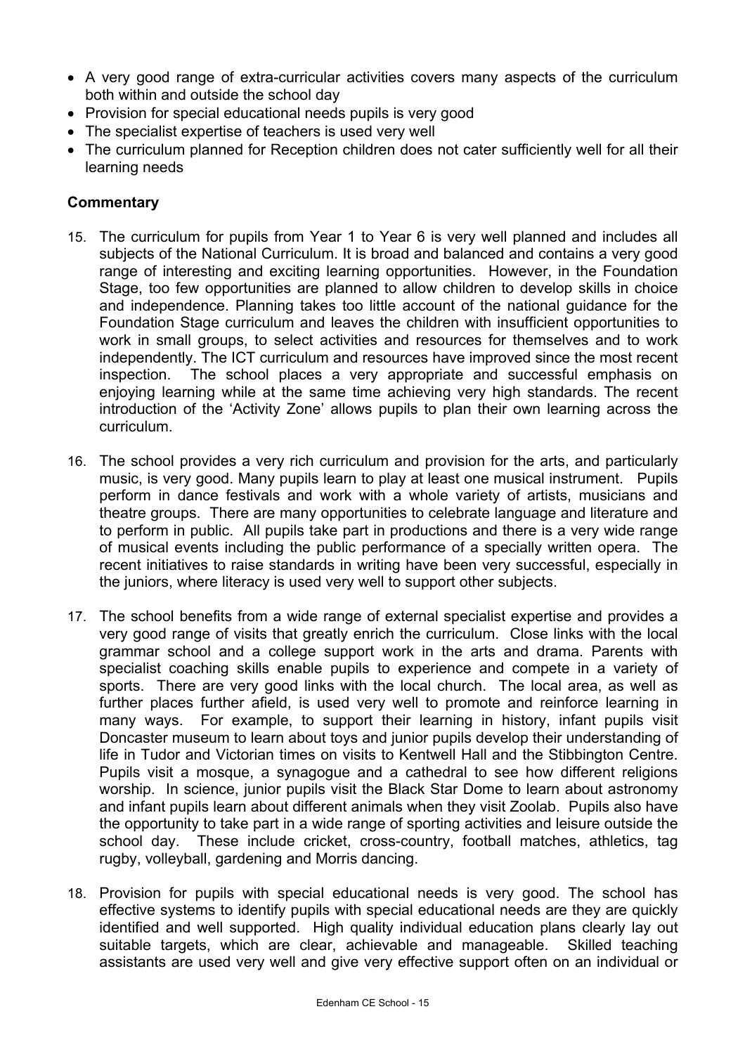- A very good range of extra-curricular activities covers many aspects of the curriculum both within and outside the school day
- Provision for special educational needs pupils is very good
- The specialist expertise of teachers is used very well
- The curriculum planned for Reception children does not cater sufficiently well for all their learning needs

### Commentary

15. The curriculum for pupils from Year 1 to Year 6 is very well planned and includes all subjects of the National Curriculum. It is broad and balanced and contains a very good range of interesting and exciting learning opportunities. However, in the Foundation Stage, too few opportunities are planned to allow children to develop skills in choice and independence. Planning takes too little account of the national guidance for the Foundation Stage curriculum and leaves the children with insufficient opportunities to work in small groups, to select activities and resources for themselves and to work independently. The ICT curriculum and resources have improved since the most recent inspection. The school places a very appropriate and successful emphasis on enjoying learning while at the same time achieving very high standards. The recent introduction of the 'Activity Zone' allows pupils to plan their own learning across the curriculum.

16. The school provides a very rich curriculum and provision for the arts, and particularly music, is very good. Many pupils learn to play at least one musical instrument. Pupils perform in dance festivals and work with a whole variety of artists, musicians and theatre groups. There are many opportunities to celebrate language and literature and to perform in public. All pupils take part in productions and there is a very wide range of musical events including the public performance of a specially written opera. The recent initiatives to raise standards in writing have been very successful, especially in the juniors, where literacy is used very well to support other subjects.

17. The school benefits from a wide range of external specialist expertise and provides a very good range of visits that greatly enrich the curriculum. Close links with the local grammar school and a college support work in the arts and drama. Parents with specialist coaching skills enable pupils to experience and compete in a variety of sports. There are very good links with the local church. The local area, as well as further places further afield, is used very well to promote and reinforce learning in many ways. For example, to support their learning in history, infant pupils visit Doncaster museum to learn about toys and junior pupils develop their understanding of life in Tudor and Victorian times on visits to Kentwell Hall and the Stibbington Centre. Pupils visit a mosque, a synagogue and a cathedral to see how different religions worship. In science, junior pupils visit the Black Star Dome to learn about astronomy and infant pupils learn about different animals when they visit Zoolab. Pupils also have the opportunity to take part in a wide range of sporting activities and leisure outside the school day. These include cricket, cross-country, football matches, athletics, tag rugby, volleyball, gardening and Morris dancing.

18. Provision for pupils with special educational needs is very good. The school has effective systems to identify pupils with special educational needs are they are quickly identified and well supported. High quality individual education plans clearly lay out suitable targets, which are clear, achievable and manageable. Skilled teaching assistants are used very well and give very effective support often on an individual or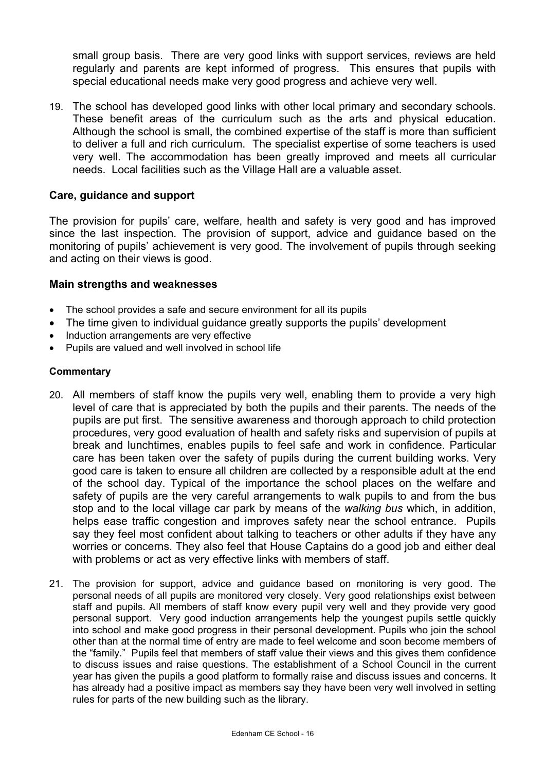small group basis. There are very good links with support services, reviews are held regularly and parents are kept informed of progress. This ensures that pupils with special educational needs make very good progress and achieve very well.

19. The school has developed good links with other local primary and secondary schools. These benefit areas of the curriculum such as the arts and physical education. Although the school is small, the combined expertise of the staff is more than sufficient to deliver a full and rich curriculum. The specialist expertise of some teachers is used very well. The accommodation has been greatly improved and meets all curricular needs. Local facilities such as the Village Hall are a valuable asset.

### Care, guidance and support

The provision for pupils' care, welfare, health and safety is very good and has improved since the last inspection. The provision of support, advice and guidance based on the monitoring of pupils' achievement is very good. The involvement of pupils through seeking and acting on their views is good.

### Main strengths and weaknesses

- The school provides a safe and secure environment for all its pupils
- The time given to individual guidance greatly supports the pupils' development
- Induction arrangements are very effective
- Pupils are valued and well involved in school life

#### Commentary

20. All members of staff know the pupils very well, enabling them to provide a very high level of care that is appreciated by both the pupils and their parents. The needs of the pupils are put first. The sensitive awareness and thorough approach to child protection procedures, very good evaluation of health and safety risks and supervision of pupils at break and lunchtimes, enables pupils to feel safe and work in confidence. Particular care has been taken over the safety of pupils during the current building works. Very good care is taken to ensure all children are collected by a responsible adult at the end of the school day. Typical of the importance the school places on the welfare and safety of pupils are the very careful arrangements to walk pupils to and from the bus stop and to the local village car park by means of the *walking bus* which, in addition, helps ease traffic congestion and improves safety near the school entrance. Pupils say they feel most confident about talking to teachers or other adults if they have any worries or concerns. They also feel that House Captains do a good job and either deal with problems or act as very effective links with members of staff.

21. The provision for support, advice and guidance based on monitoring is very good. The personal needs of all pupils are monitored very closely. Very good relationships exist between staff and pupils. All members of staff know every pupil very well and they provide very good personal support. Very good induction arrangements help the youngest pupils settle quickly into school and make good progress in their personal development. Pupils who join the school other than at the normal time of entry are made to feel welcome and soon become members of the "family." Pupils feel that members of staff value their views and this gives them confidence to discuss issues and raise questions. The establishment of a School Council in the current year has given the pupils a good platform to formally raise and discuss issues and concerns. It has already had a positive impact as members say they have been very well involved in setting rules for parts of the new building such as the library.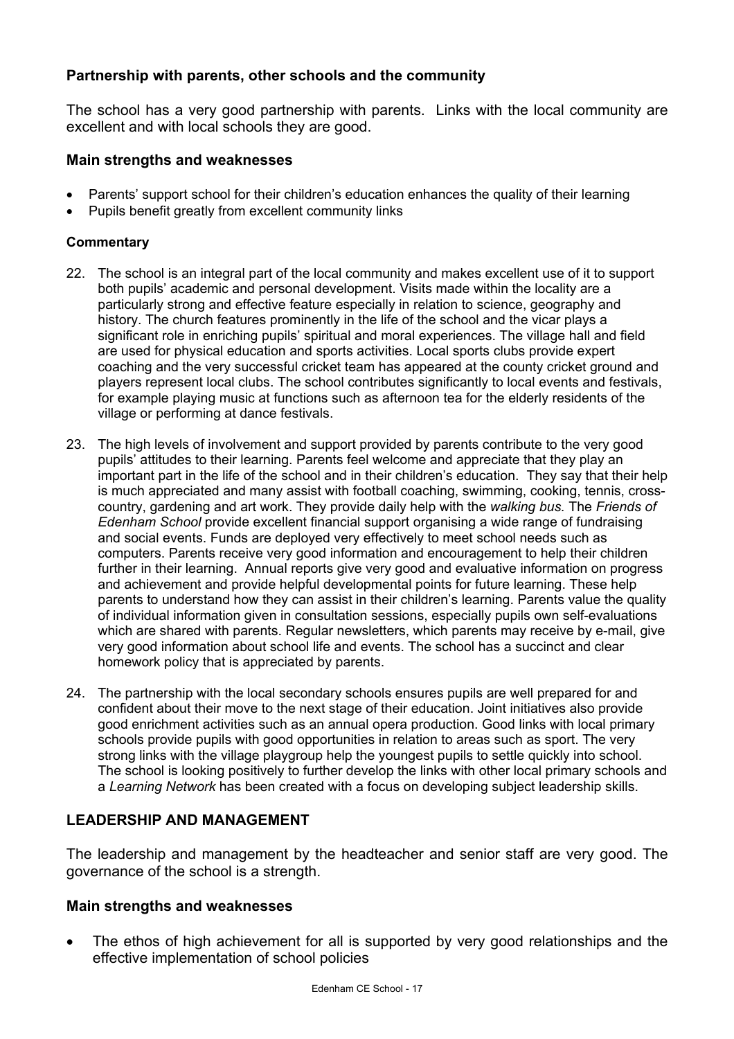### Partnership with parents, other schools and the community

The school has a very good partnership with parents. Links with the local community are excellent and with local schools they are good.

### Main strengths and weaknesses

- Parents' support school for their children's education enhances the quality of their learning
- Pupils benefit greatly from excellent community links

#### Commentary

22. The school is an integral part of the local community and makes excellent use of it to support both pupils' academic and personal development. Visits made within the locality are a particularly strong and effective feature especially in relation to science, geography and history. The church features prominently in the life of the school and the vicar plays a significant role in enriching pupils' spiritual and moral experiences. The village hall and field are used for physical education and sports activities. Local sports clubs provide expert coaching and the very successful cricket team has appeared at the county cricket ground and players represent local clubs. The school contributes significantly to local events and festivals, for example playing music at functions such as afternoon tea for the elderly residents of the village or performing at dance festivals.

23. The high levels of involvement and support provided by parents contribute to the very good pupils' attitudes to their learning. Parents feel welcome and appreciate that they play an important part in the life of the school and in their children's education. They say that their help is much appreciated and many assist with football coaching, swimming, cooking, tennis, cross-country, gardening and art work. They provide daily help with the *walking bus.* The *Friends of Edenham School* provide excellent financial support organising a wide range of fundraising and social events. Funds are deployed very effectively to meet school needs such as computers. Parents receive very good information and encouragement to help their children further in their learning. Annual reports give very good and evaluative information on progress and achievement and provide helpful developmental points for future learning. These help parents to understand how they can assist in their children's learning. Parents value the quality of individual information given in consultation sessions, especially pupils own self-evaluations which are shared with parents. Regular newsletters, which parents may receive by e-mail, give very good information about school life and events. The school has a succinct and clear homework policy that is appreciated by parents.

24. The partnership with the local secondary schools ensures pupils are well prepared for and confident about their move to the next stage of their education. Joint initiatives also provide good enrichment activities such as an annual opera production. Good links with local primary schools provide pupils with good opportunities in relation to areas such as sport. The very strong links with the village playgroup help the youngest pupils to settle quickly into school. The school is looking positively to further develop the links with other local primary schools and a *Learning Network* has been created with a focus on developing subject leadership skills.

## LEADERSHIP AND MANAGEMENT

The leadership and management by the headteacher and senior staff are very good. The governance of the school is a strength.

### Main strengths and weaknesses

- The ethos of high achievement for all is supported by very good relationships and the effective implementation of school policies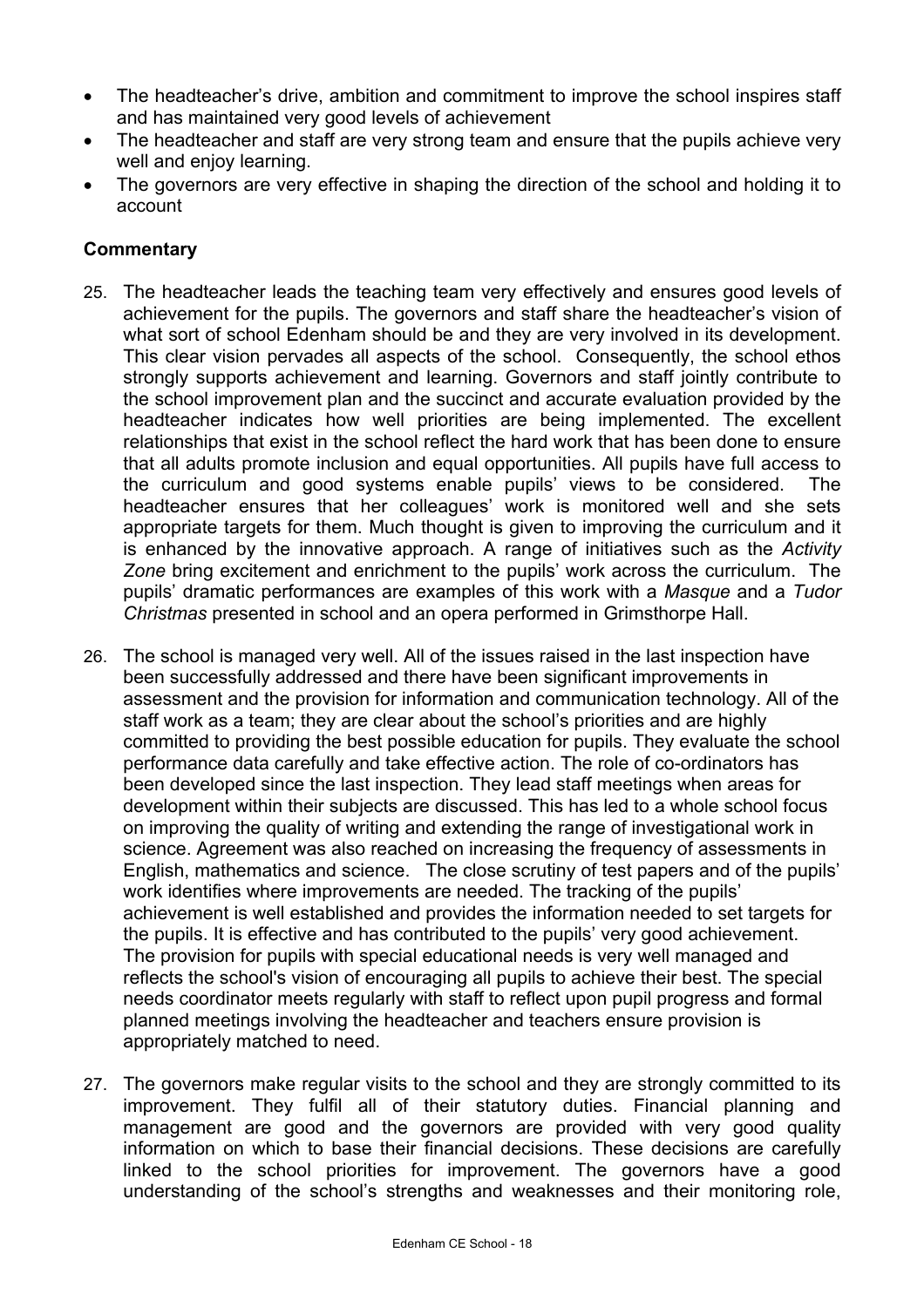- The headteacher's drive, ambition and commitment to improve the school inspires staff and has maintained very good levels of achievement
- The headteacher and staff are very strong team and ensure that the pupils achieve very well and enjoy learning.
- The governors are very effective in shaping the direction of the school and holding it to account

## Commentary

25. The headteacher leads the teaching team very effectively and ensures good levels of achievement for the pupils. The governors and staff share the headteacher's vision of what sort of school Edenham should be and they are very involved in its development. This clear vision pervades all aspects of the school. Consequently, the school ethos strongly supports achievement and learning. Governors and staff jointly contribute to the school improvement plan and the succinct and accurate evaluation provided by the headteacher indicates how well priorities are being implemented. The excellent relationships that exist in the school reflect the hard work that has been done to ensure that all adults promote inclusion and equal opportunities. All pupils have full access to the curriculum and good systems enable pupils' views to be considered. The headteacher ensures that her colleagues' work is monitored well and she sets appropriate targets for them. Much thought is given to improving the curriculum and it is enhanced by the innovative approach. A range of initiatives such as the *Activity Zone* bring excitement and enrichment to the pupils' work across the curriculum. The pupils' dramatic performances are examples of this work with a *Masque* and a *Tudor Christmas* presented in school and an opera performed in Grimsthorpe Hall.

26. The school is managed very well. All of the issues raised in the last inspection have been successfully addressed and there have been significant improvements in assessment and the provision for information and communication technology. All of the staff work as a team; they are clear about the school's priorities and are highly committed to providing the best possible education for pupils. They evaluate the school performance data carefully and take effective action. The role of co-ordinators has been developed since the last inspection. They lead staff meetings when areas for development within their subjects are discussed. This has led to a whole school focus on improving the quality of writing and extending the range of investigational work in science. Agreement was also reached on increasing the frequency of assessments in English, mathematics and science. The close scrutiny of test papers and of the pupils' work identifies where improvements are needed. The tracking of the pupils' achievement is well established and provides the information needed to set targets for the pupils. It is effective and has contributed to the pupils' very good achievement. The provision for pupils with special educational needs is very well managed and reflects the school's vision of encouraging all pupils to achieve their best. The special needs coordinator meets regularly with staff to reflect upon pupil progress and formal planned meetings involving the headteacher and teachers ensure provision is appropriately matched to need.

27. The governors make regular visits to the school and they are strongly committed to its improvement. They fulfil all of their statutory duties. Financial planning and management are good and the governors are provided with very good quality information on which to base their financial decisions. These decisions are carefully linked to the school priorities for improvement. The governors have a good understanding of the school's strengths and weaknesses and their monitoring role,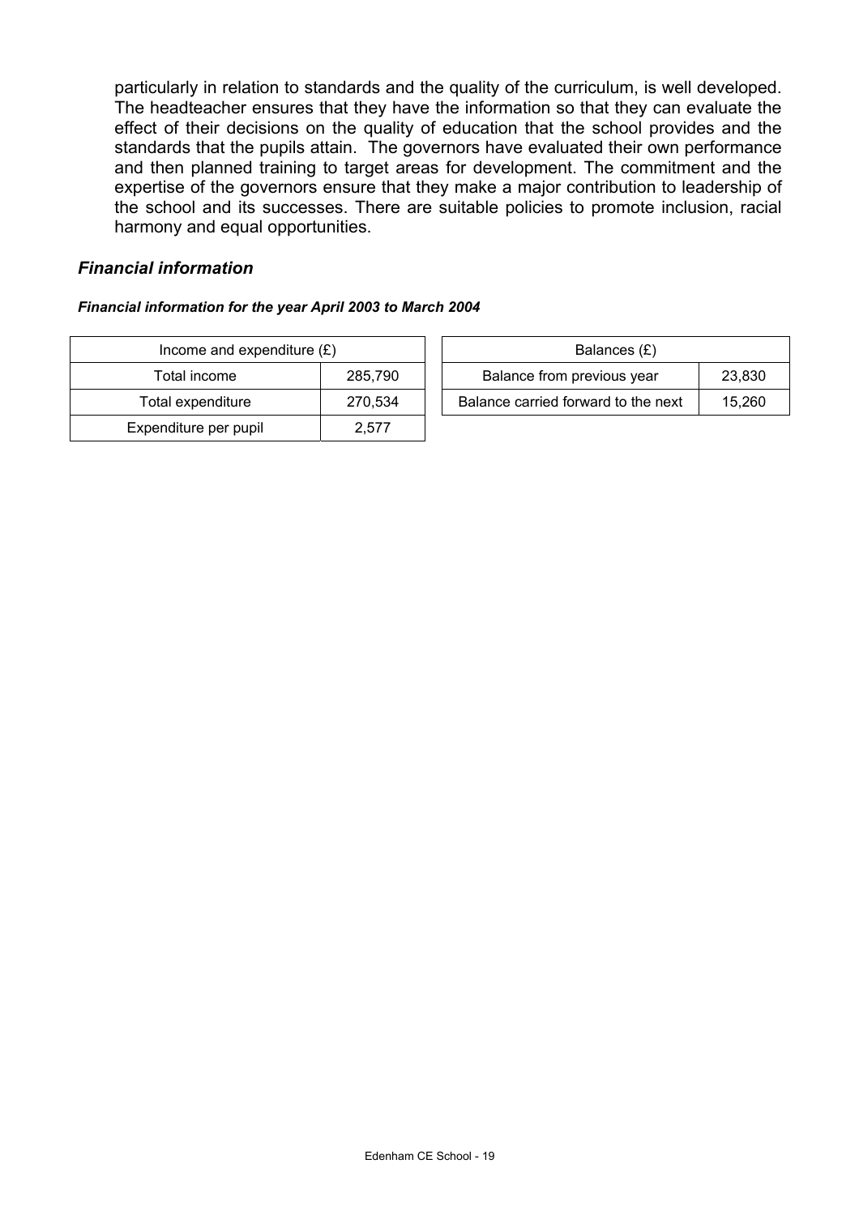particularly in relation to standards and the quality of the curriculum, is well developed. The headteacher ensures that they have the information so that they can evaluate the effect of their decisions on the quality of education that the school provides and the standards that the pupils attain. The governors have evaluated their own performance and then planned training to target areas for development. The commitment and the expertise of the governors ensure that they make a major contribution to leadership of the school and its successes. There are suitable policies to promote inclusion, racial harmony and equal opportunities.

### *Financial information*

***Financial information for the year April 2003 to March 2004***

| Income and expenditure (£) | |
|---|---|
| Total income | 285,790 |
| Total expenditure | 270,534 |
| Expenditure per pupil | 2,577 |

| Balances (£) | |
|---|---|
| Balance from previous year | 23,830 |
| Balance carried forward to the next | 15,260 |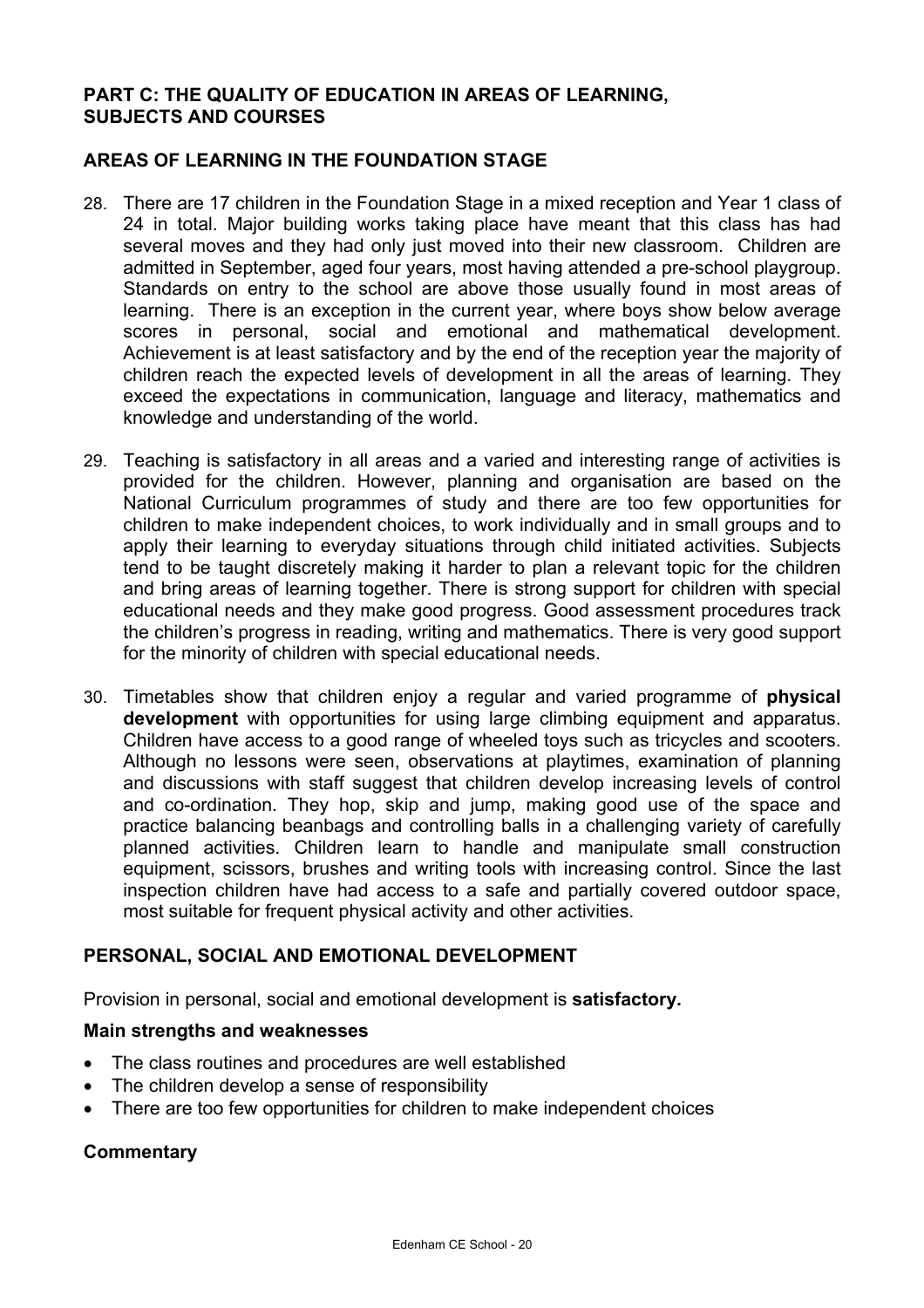## PART C: THE QUALITY OF EDUCATION IN AREAS OF LEARNING, SUBJECTS AND COURSES

### AREAS OF LEARNING IN THE FOUNDATION STAGE

28. There are 17 children in the Foundation Stage in a mixed reception and Year 1 class of 24 in total. Major building works taking place have meant that this class has had several moves and they had only just moved into their new classroom. Children are admitted in September, aged four years, most having attended a pre-school playgroup. Standards on entry to the school are above those usually found in most areas of learning. There is an exception in the current year, where boys show below average scores in personal, social and emotional and mathematical development. Achievement is at least satisfactory and by the end of the reception year the majority of children reach the expected levels of development in all the areas of learning. They exceed the expectations in communication, language and literacy, mathematics and knowledge and understanding of the world.

29. Teaching is satisfactory in all areas and a varied and interesting range of activities is provided for the children. However, planning and organisation are based on the National Curriculum programmes of study and there are too few opportunities for children to make independent choices, to work individually and in small groups and to apply their learning to everyday situations through child initiated activities. Subjects tend to be taught discretely making it harder to plan a relevant topic for the children and bring areas of learning together. There is strong support for children with special educational needs and they make good progress. Good assessment procedures track the children's progress in reading, writing and mathematics. There is very good support for the minority of children with special educational needs.

30. Timetables show that children enjoy a regular and varied programme of **physical development** with opportunities for using large climbing equipment and apparatus. Children have access to a good range of wheeled toys such as tricycles and scooters. Although no lessons were seen, observations at playtimes, examination of planning and discussions with staff suggest that children develop increasing levels of control and co-ordination. They hop, skip and jump, making good use of the space and practice balancing beanbags and controlling balls in a challenging variety of carefully planned activities. Children learn to handle and manipulate small construction equipment, scissors, brushes and writing tools with increasing control. Since the last inspection children have had access to a safe and partially covered outdoor space, most suitable for frequent physical activity and other activities.

### PERSONAL, SOCIAL AND EMOTIONAL DEVELOPMENT

Provision in personal, social and emotional development is **satisfactory.**

#### Main strengths and weaknesses

- The class routines and procedures are well established
- The children develop a sense of responsibility
- There are too few opportunities for children to make independent choices

#### Commentary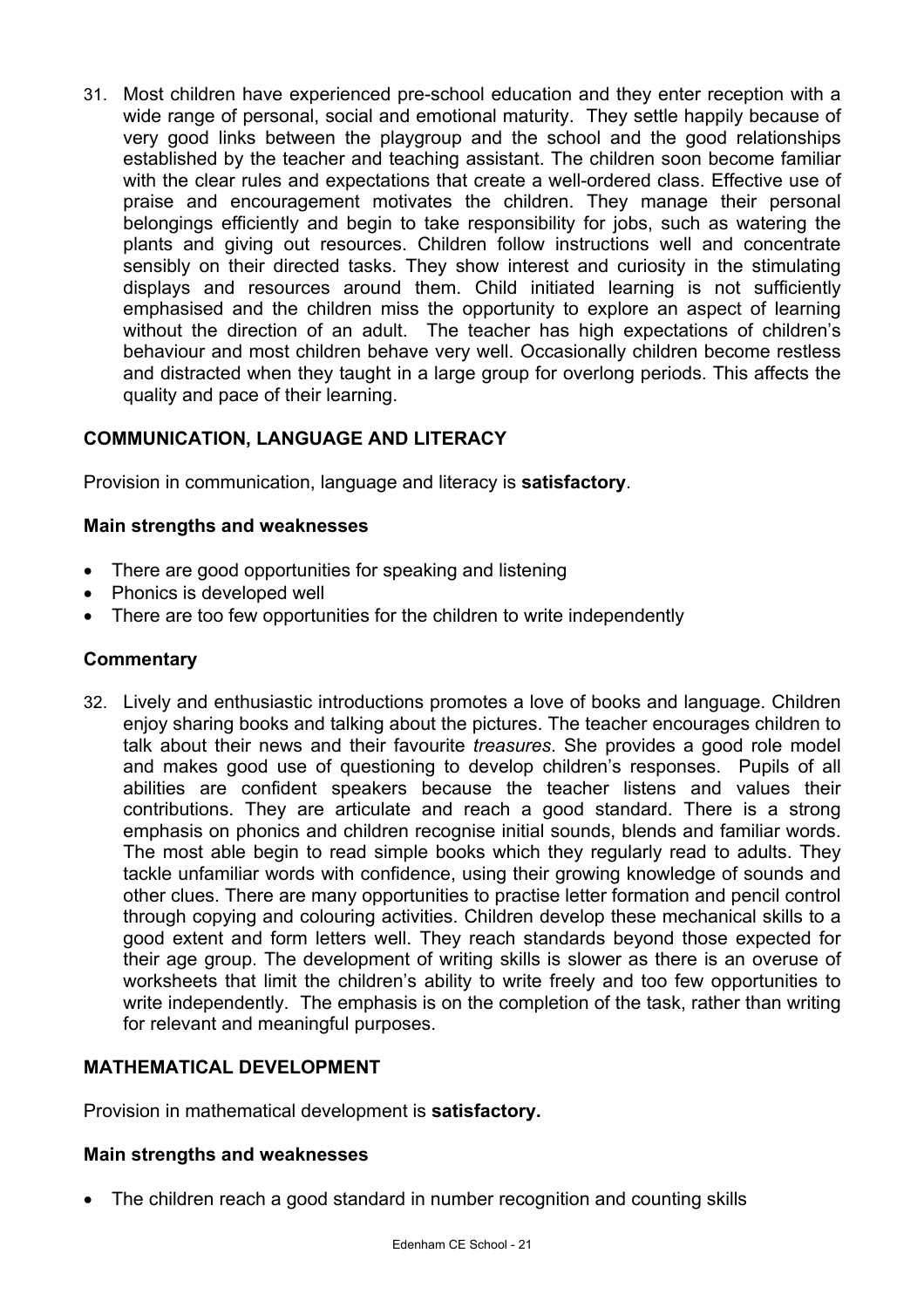31. Most children have experienced pre-school education and they enter reception with a wide range of personal, social and emotional maturity. They settle happily because of very good links between the playgroup and the school and the good relationships established by the teacher and teaching assistant. The children soon become familiar with the clear rules and expectations that create a well-ordered class. Effective use of praise and encouragement motivates the children. They manage their personal belongings efficiently and begin to take responsibility for jobs, such as watering the plants and giving out resources. Children follow instructions well and concentrate sensibly on their directed tasks. They show interest and curiosity in the stimulating displays and resources around them. Child initiated learning is not sufficiently emphasised and the children miss the opportunity to explore an aspect of learning without the direction of an adult. The teacher has high expectations of children's behaviour and most children behave very well. Occasionally children become restless and distracted when they taught in a large group for overlong periods. This affects the quality and pace of their learning.

## COMMUNICATION, LANGUAGE AND LITERACY

Provision in communication, language and literacy is **satisfactory**.

### Main strengths and weaknesses

- There are good opportunities for speaking and listening
- Phonics is developed well
- There are too few opportunities for the children to write independently

### Commentary

32. Lively and enthusiastic introductions promotes a love of books and language. Children enjoy sharing books and talking about the pictures. The teacher encourages children to talk about their news and their favourite *treasures*. She provides a good role model and makes good use of questioning to develop children's responses. Pupils of all abilities are confident speakers because the teacher listens and values their contributions. They are articulate and reach a good standard. There is a strong emphasis on phonics and children recognise initial sounds, blends and familiar words. The most able begin to read simple books which they regularly read to adults. They tackle unfamiliar words with confidence, using their growing knowledge of sounds and other clues. There are many opportunities to practise letter formation and pencil control through copying and colouring activities. Children develop these mechanical skills to a good extent and form letters well. They reach standards beyond those expected for their age group. The development of writing skills is slower as there is an overuse of worksheets that limit the children's ability to write freely and too few opportunities to write independently. The emphasis is on the completion of the task, rather than writing for relevant and meaningful purposes.

## MATHEMATICAL DEVELOPMENT

Provision in mathematical development is **satisfactory.**

### Main strengths and weaknesses

- The children reach a good standard in number recognition and counting skills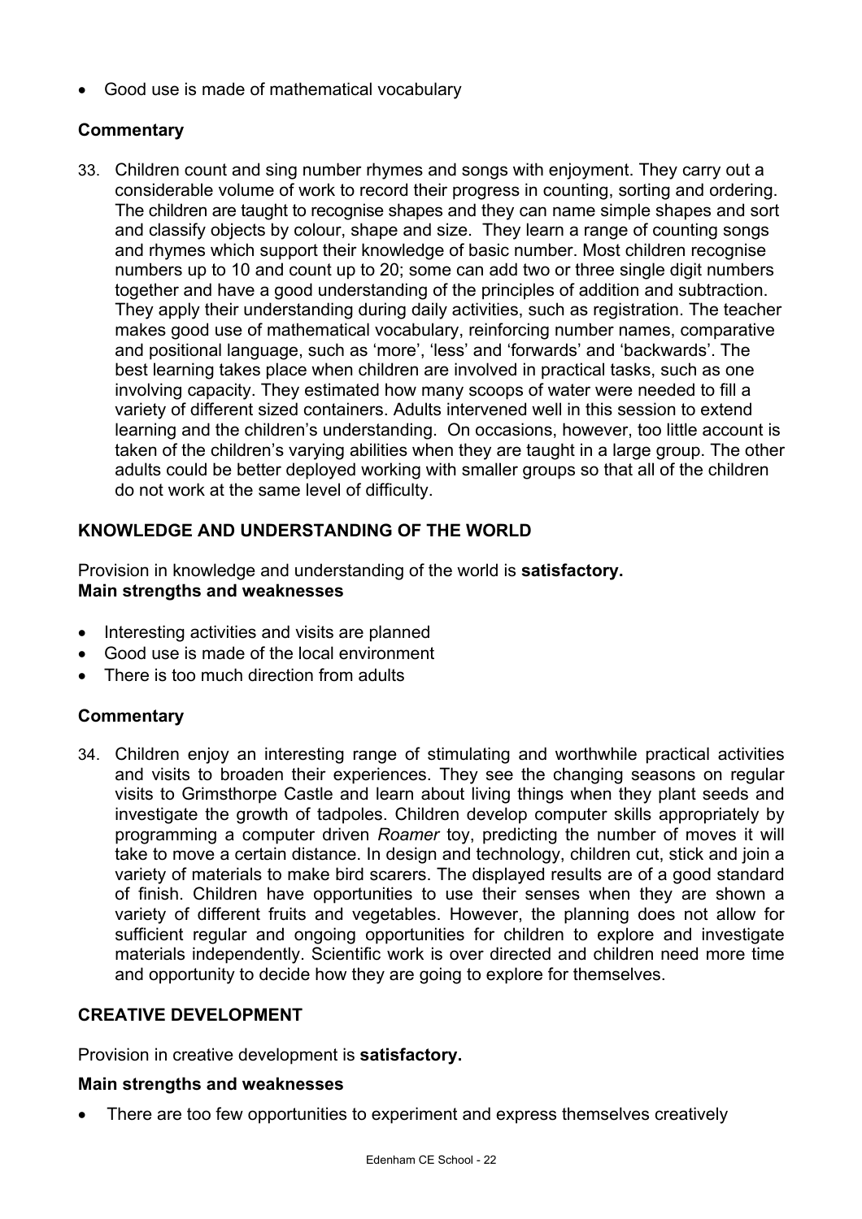- Good use is made of mathematical vocabulary

**Commentary**

33. Children count and sing number rhymes and songs with enjoyment. They carry out a considerable volume of work to record their progress in counting, sorting and ordering. The children are taught to recognise shapes and they can name simple shapes and sort and classify objects by colour, shape and size. They learn a range of counting songs and rhymes which support their knowledge of basic number. Most children recognise numbers up to 10 and count up to 20; some can add two or three single digit numbers together and have a good understanding of the principles of addition and subtraction. They apply their understanding during daily activities, such as registration. The teacher makes good use of mathematical vocabulary, reinforcing number names, comparative and positional language, such as 'more', 'less' and 'forwards' and 'backwards'. The best learning takes place when children are involved in practical tasks, such as one involving capacity. They estimated how many scoops of water were needed to fill a variety of different sized containers. Adults intervened well in this session to extend learning and the children's understanding. On occasions, however, too little account is taken of the children's varying abilities when they are taught in a large group. The other adults could be better deployed working with smaller groups so that all of the children do not work at the same level of difficulty.

## KNOWLEDGE AND UNDERSTANDING OF THE WORLD

Provision in knowledge and understanding of the world is **satisfactory.**
**Main strengths and weaknesses**

- Interesting activities and visits are planned
- Good use is made of the local environment
- There is too much direction from adults

**Commentary**

34. Children enjoy an interesting range of stimulating and worthwhile practical activities and visits to broaden their experiences. They see the changing seasons on regular visits to Grimsthorpe Castle and learn about living things when they plant seeds and investigate the growth of tadpoles. Children develop computer skills appropriately by programming a computer driven *Roamer* toy, predicting the number of moves it will take to move a certain distance. In design and technology, children cut, stick and join a variety of materials to make bird scarers. The displayed results are of a good standard of finish. Children have opportunities to use their senses when they are shown a variety of different fruits and vegetables. However, the planning does not allow for sufficient regular and ongoing opportunities for children to explore and investigate materials independently. Scientific work is over directed and children need more time and opportunity to decide how they are going to explore for themselves.

## CREATIVE DEVELOPMENT

Provision in creative development is **satisfactory.**

**Main strengths and weaknesses**

- There are too few opportunities to experiment and express themselves creatively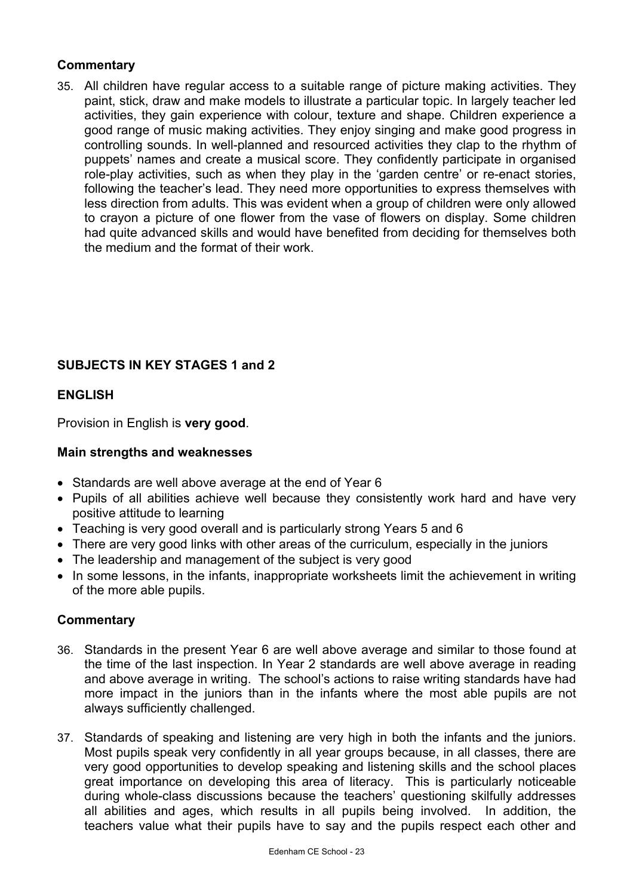### Commentary

35. All children have regular access to a suitable range of picture making activities. They paint, stick, draw and make models to illustrate a particular topic. In largely teacher led activities, they gain experience with colour, texture and shape. Children experience a good range of music making activities. They enjoy singing and make good progress in controlling sounds. In well-planned and resourced activities they clap to the rhythm of puppets' names and create a musical score. They confidently participate in organised role-play activities, such as when they play in the 'garden centre' or re-enact stories, following the teacher's lead. They need more opportunities to express themselves with less direction from adults. This was evident when a group of children were only allowed to crayon a picture of one flower from the vase of flowers on display. Some children had quite advanced skills and would have benefited from deciding for themselves both the medium and the format of their work.

## SUBJECTS IN KEY STAGES 1 and 2

### ENGLISH

Provision in English is **very good**.

### Main strengths and weaknesses

- Standards are well above average at the end of Year 6
- Pupils of all abilities achieve well because they consistently work hard and have very positive attitude to learning
- Teaching is very good overall and is particularly strong Years 5 and 6
- There are very good links with other areas of the curriculum, especially in the juniors
- The leadership and management of the subject is very good
- In some lessons, in the infants, inappropriate worksheets limit the achievement in writing of the more able pupils.

### Commentary

36. Standards in the present Year 6 are well above average and similar to those found at the time of the last inspection. In Year 2 standards are well above average in reading and above average in writing. The school's actions to raise writing standards have had more impact in the juniors than in the infants where the most able pupils are not always sufficiently challenged.

37. Standards of speaking and listening are very high in both the infants and the juniors. Most pupils speak very confidently in all year groups because, in all classes, there are very good opportunities to develop speaking and listening skills and the school places great importance on developing this area of literacy. This is particularly noticeable during whole-class discussions because the teachers' questioning skilfully addresses all abilities and ages, which results in all pupils being involved. In addition, the teachers value what their pupils have to say and the pupils respect each other and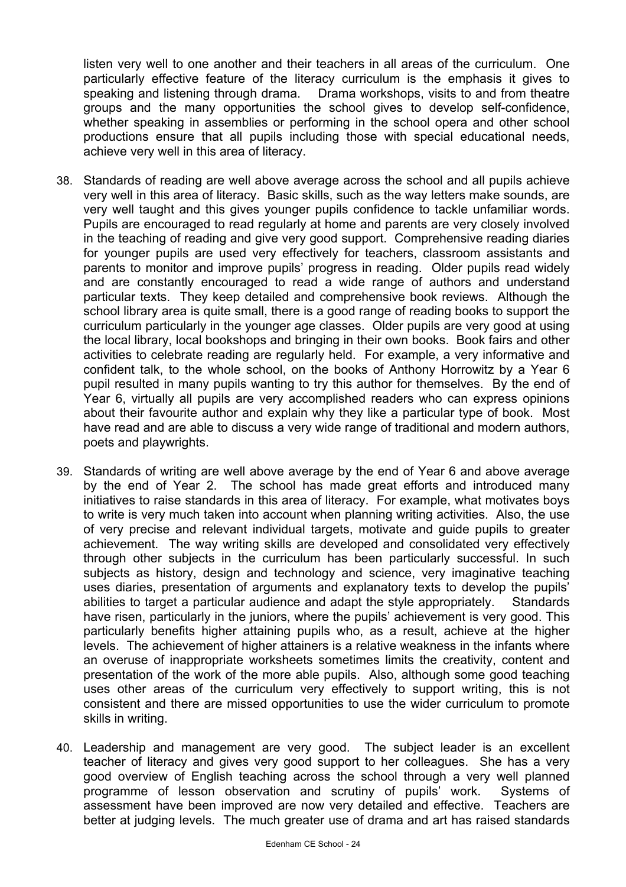listen very well to one another and their teachers in all areas of the curriculum. One particularly effective feature of the literacy curriculum is the emphasis it gives to speaking and listening through drama. Drama workshops, visits to and from theatre groups and the many opportunities the school gives to develop self-confidence, whether speaking in assemblies or performing in the school opera and other school productions ensure that all pupils including those with special educational needs, achieve very well in this area of literacy.

38. Standards of reading are well above average across the school and all pupils achieve very well in this area of literacy. Basic skills, such as the way letters make sounds, are very well taught and this gives younger pupils confidence to tackle unfamiliar words. Pupils are encouraged to read regularly at home and parents are very closely involved in the teaching of reading and give very good support. Comprehensive reading diaries for younger pupils are used very effectively for teachers, classroom assistants and parents to monitor and improve pupils' progress in reading. Older pupils read widely and are constantly encouraged to read a wide range of authors and understand particular texts. They keep detailed and comprehensive book reviews. Although the school library area is quite small, there is a good range of reading books to support the curriculum particularly in the younger age classes. Older pupils are very good at using the local library, local bookshops and bringing in their own books. Book fairs and other activities to celebrate reading are regularly held. For example, a very informative and confident talk, to the whole school, on the books of Anthony Horrowitz by a Year 6 pupil resulted in many pupils wanting to try this author for themselves. By the end of Year 6, virtually all pupils are very accomplished readers who can express opinions about their favourite author and explain why they like a particular type of book. Most have read and are able to discuss a very wide range of traditional and modern authors, poets and playwrights.

39. Standards of writing are well above average by the end of Year 6 and above average by the end of Year 2. The school has made great efforts and introduced many initiatives to raise standards in this area of literacy. For example, what motivates boys to write is very much taken into account when planning writing activities. Also, the use of very precise and relevant individual targets, motivate and guide pupils to greater achievement. The way writing skills are developed and consolidated very effectively through other subjects in the curriculum has been particularly successful. In such subjects as history, design and technology and science, very imaginative teaching uses diaries, presentation of arguments and explanatory texts to develop the pupils' abilities to target a particular audience and adapt the style appropriately. Standards have risen, particularly in the juniors, where the pupils' achievement is very good. This particularly benefits higher attaining pupils who, as a result, achieve at the higher levels. The achievement of higher attainers is a relative weakness in the infants where an overuse of inappropriate worksheets sometimes limits the creativity, content and presentation of the work of the more able pupils. Also, although some good teaching uses other areas of the curriculum very effectively to support writing, this is not consistent and there are missed opportunities to use the wider curriculum to promote skills in writing.

40. Leadership and management are very good. The subject leader is an excellent teacher of literacy and gives very good support to her colleagues. She has a very good overview of English teaching across the school through a very well planned programme of lesson observation and scrutiny of pupils' work. Systems of assessment have been improved are now very detailed and effective. Teachers are better at judging levels. The much greater use of drama and art has raised standards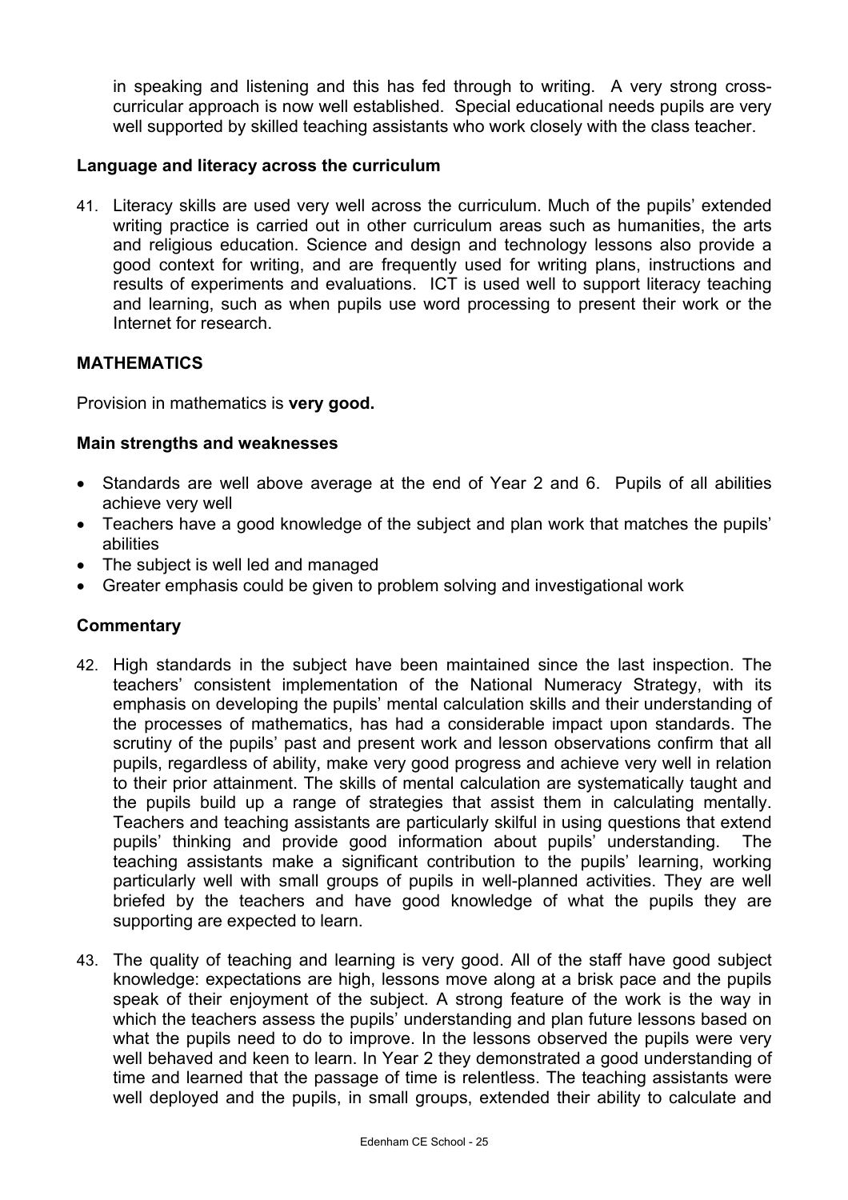in speaking and listening and this has fed through to writing. A very strong cross-curricular approach is now well established. Special educational needs pupils are very well supported by skilled teaching assistants who work closely with the class teacher.

### Language and literacy across the curriculum

41. Literacy skills are used very well across the curriculum. Much of the pupils' extended writing practice is carried out in other curriculum areas such as humanities, the arts and religious education. Science and design and technology lessons also provide a good context for writing, and are frequently used for writing plans, instructions and results of experiments and evaluations. ICT is used well to support literacy teaching and learning, such as when pupils use word processing to present their work or the Internet for research.

## MATHEMATICS

Provision in mathematics is **very good.**

### Main strengths and weaknesses

- Standards are well above average at the end of Year 2 and 6. Pupils of all abilities achieve very well
- Teachers have a good knowledge of the subject and plan work that matches the pupils' abilities
- The subject is well led and managed
- Greater emphasis could be given to problem solving and investigational work

### Commentary

42. High standards in the subject have been maintained since the last inspection. The teachers' consistent implementation of the National Numeracy Strategy, with its emphasis on developing the pupils' mental calculation skills and their understanding of the processes of mathematics, has had a considerable impact upon standards. The scrutiny of the pupils' past and present work and lesson observations confirm that all pupils, regardless of ability, make very good progress and achieve very well in relation to their prior attainment. The skills of mental calculation are systematically taught and the pupils build up a range of strategies that assist them in calculating mentally. Teachers and teaching assistants are particularly skilful in using questions that extend pupils' thinking and provide good information about pupils' understanding. The teaching assistants make a significant contribution to the pupils' learning, working particularly well with small groups of pupils in well-planned activities. They are well briefed by the teachers and have good knowledge of what the pupils they are supporting are expected to learn.

43. The quality of teaching and learning is very good. All of the staff have good subject knowledge: expectations are high, lessons move along at a brisk pace and the pupils speak of their enjoyment of the subject. A strong feature of the work is the way in which the teachers assess the pupils' understanding and plan future lessons based on what the pupils need to do to improve. In the lessons observed the pupils were very well behaved and keen to learn. In Year 2 they demonstrated a good understanding of time and learned that the passage of time is relentless. The teaching assistants were well deployed and the pupils, in small groups, extended their ability to calculate and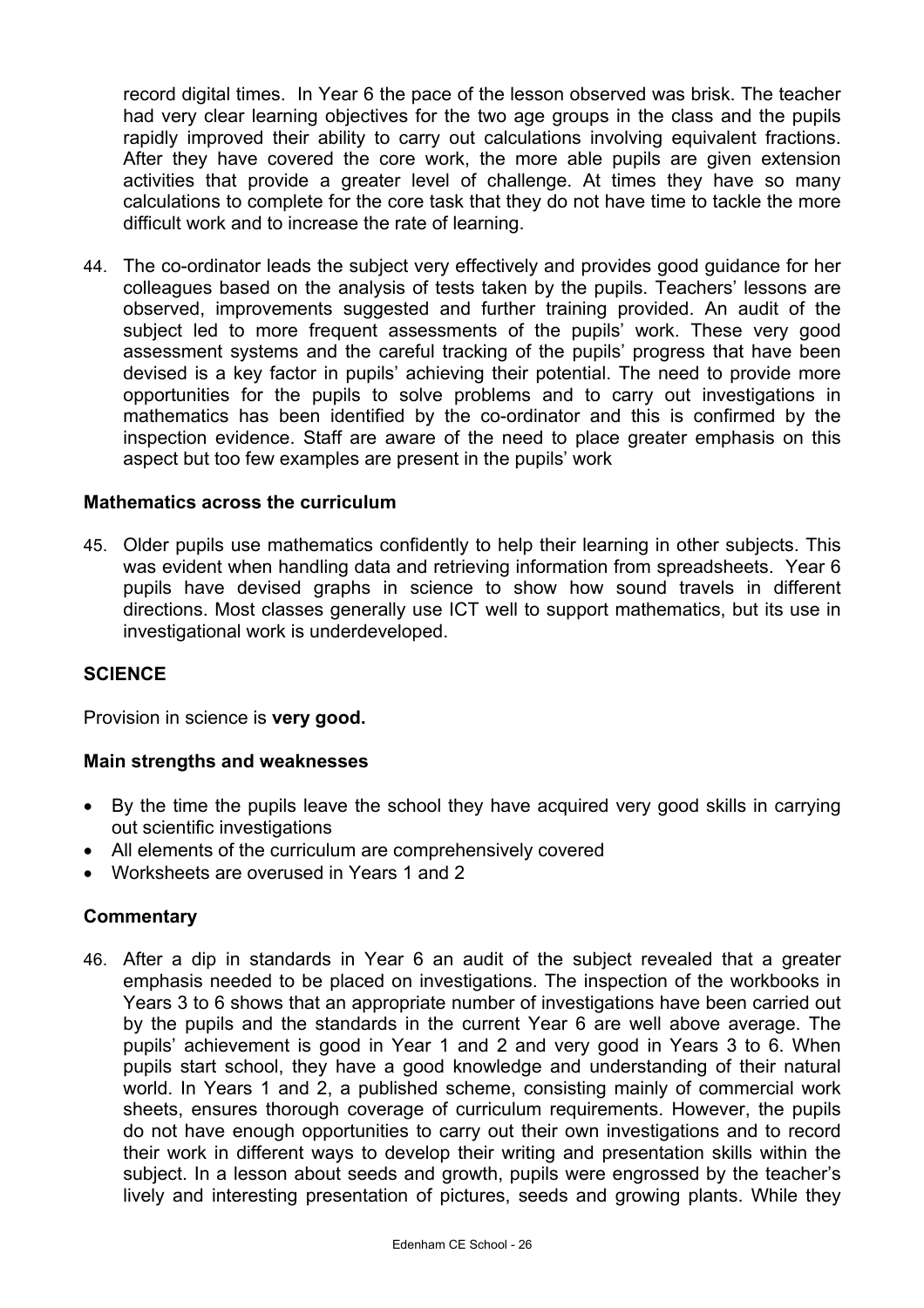record digital times. In Year 6 the pace of the lesson observed was brisk. The teacher had very clear learning objectives for the two age groups in the class and the pupils rapidly improved their ability to carry out calculations involving equivalent fractions. After they have covered the core work, the more able pupils are given extension activities that provide a greater level of challenge. At times they have so many calculations to complete for the core task that they do not have time to tackle the more difficult work and to increase the rate of learning.

44. The co-ordinator leads the subject very effectively and provides good guidance for her colleagues based on the analysis of tests taken by the pupils. Teachers' lessons are observed, improvements suggested and further training provided. An audit of the subject led to more frequent assessments of the pupils' work. These very good assessment systems and the careful tracking of the pupils' progress that have been devised is a key factor in pupils' achieving their potential. The need to provide more opportunities for the pupils to solve problems and to carry out investigations in mathematics has been identified by the co-ordinator and this is confirmed by the inspection evidence. Staff are aware of the need to place greater emphasis on this aspect but too few examples are present in the pupils' work

### Mathematics across the curriculum

45. Older pupils use mathematics confidently to help their learning in other subjects. This was evident when handling data and retrieving information from spreadsheets. Year 6 pupils have devised graphs in science to show how sound travels in different directions. Most classes generally use ICT well to support mathematics, but its use in investigational work is underdeveloped.

## SCIENCE

Provision in science is **very good.**

### Main strengths and weaknesses

- By the time the pupils leave the school they have acquired very good skills in carrying out scientific investigations
- All elements of the curriculum are comprehensively covered
- Worksheets are overused in Years 1 and 2

### Commentary

46. After a dip in standards in Year 6 an audit of the subject revealed that a greater emphasis needed to be placed on investigations. The inspection of the workbooks in Years 3 to 6 shows that an appropriate number of investigations have been carried out by the pupils and the standards in the current Year 6 are well above average. The pupils' achievement is good in Year 1 and 2 and very good in Years 3 to 6. When pupils start school, they have a good knowledge and understanding of their natural world. In Years 1 and 2, a published scheme, consisting mainly of commercial work sheets, ensures thorough coverage of curriculum requirements. However, the pupils do not have enough opportunities to carry out their own investigations and to record their work in different ways to develop their writing and presentation skills within the subject. In a lesson about seeds and growth, pupils were engrossed by the teacher's lively and interesting presentation of pictures, seeds and growing plants. While they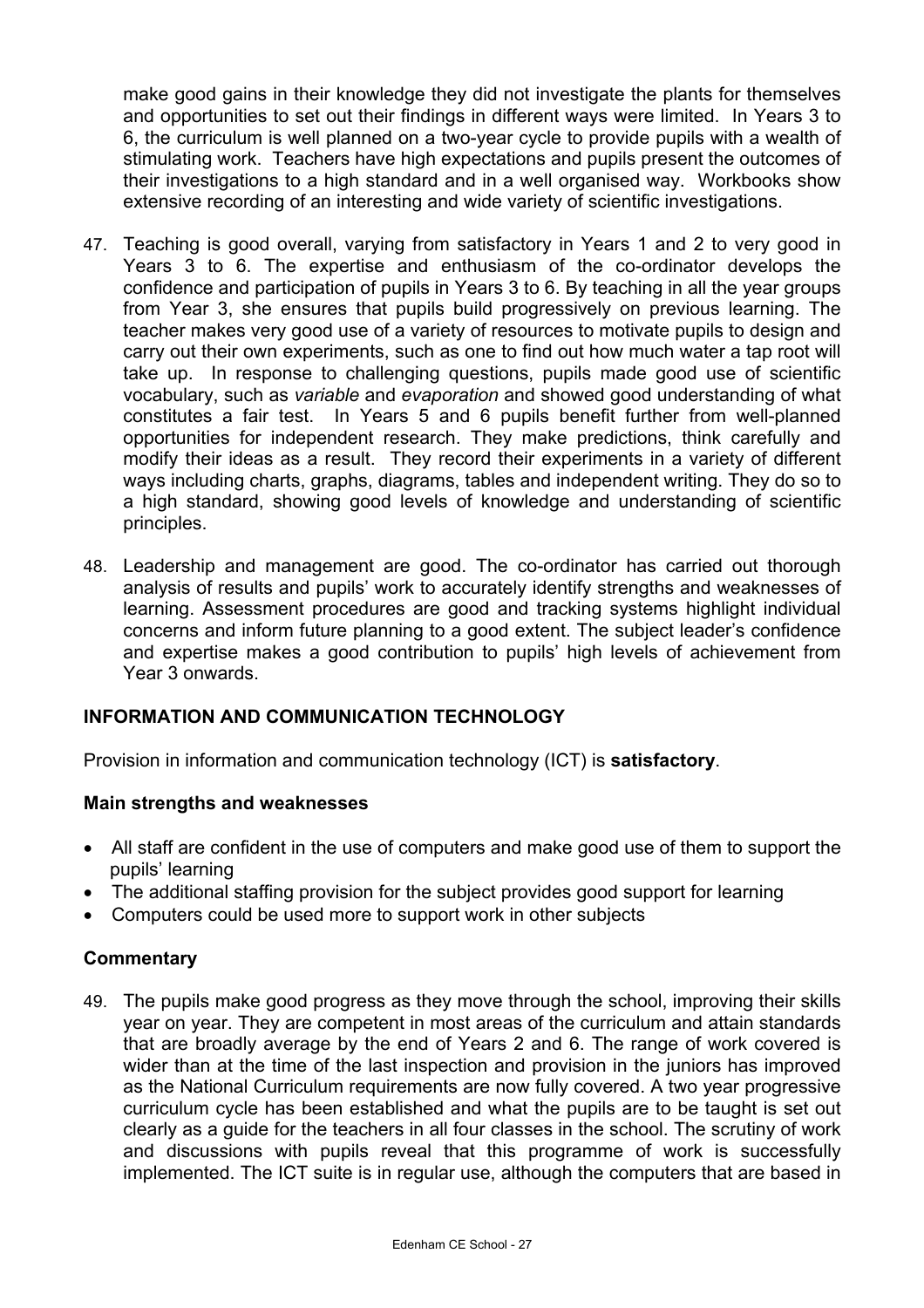make good gains in their knowledge they did not investigate the plants for themselves and opportunities to set out their findings in different ways were limited. In Years 3 to 6, the curriculum is well planned on a two-year cycle to provide pupils with a wealth of stimulating work. Teachers have high expectations and pupils present the outcomes of their investigations to a high standard and in a well organised way. Workbooks show extensive recording of an interesting and wide variety of scientific investigations.

47. Teaching is good overall, varying from satisfactory in Years 1 and 2 to very good in Years 3 to 6. The expertise and enthusiasm of the co-ordinator develops the confidence and participation of pupils in Years 3 to 6. By teaching in all the year groups from Year 3, she ensures that pupils build progressively on previous learning. The teacher makes very good use of a variety of resources to motivate pupils to design and carry out their own experiments, such as one to find out how much water a tap root will take up. In response to challenging questions, pupils made good use of scientific vocabulary, such as *variable* and *evaporation* and showed good understanding of what constitutes a fair test. In Years 5 and 6 pupils benefit further from well-planned opportunities for independent research. They make predictions, think carefully and modify their ideas as a result. They record their experiments in a variety of different ways including charts, graphs, diagrams, tables and independent writing. They do so to a high standard, showing good levels of knowledge and understanding of scientific principles.

48. Leadership and management are good. The co-ordinator has carried out thorough analysis of results and pupils' work to accurately identify strengths and weaknesses of learning. Assessment procedures are good and tracking systems highlight individual concerns and inform future planning to a good extent. The subject leader's confidence and expertise makes a good contribution to pupils' high levels of achievement from Year 3 onwards.

## INFORMATION AND COMMUNICATION TECHNOLOGY

Provision in information and communication technology (ICT) is **satisfactory**.

### Main strengths and weaknesses

- All staff are confident in the use of computers and make good use of them to support the pupils' learning
- The additional staffing provision for the subject provides good support for learning
- Computers could be used more to support work in other subjects

### Commentary

49. The pupils make good progress as they move through the school, improving their skills year on year. They are competent in most areas of the curriculum and attain standards that are broadly average by the end of Years 2 and 6. The range of work covered is wider than at the time of the last inspection and provision in the juniors has improved as the National Curriculum requirements are now fully covered. A two year progressive curriculum cycle has been established and what the pupils are to be taught is set out clearly as a guide for the teachers in all four classes in the school. The scrutiny of work and discussions with pupils reveal that this programme of work is successfully implemented. The ICT suite is in regular use, although the computers that are based in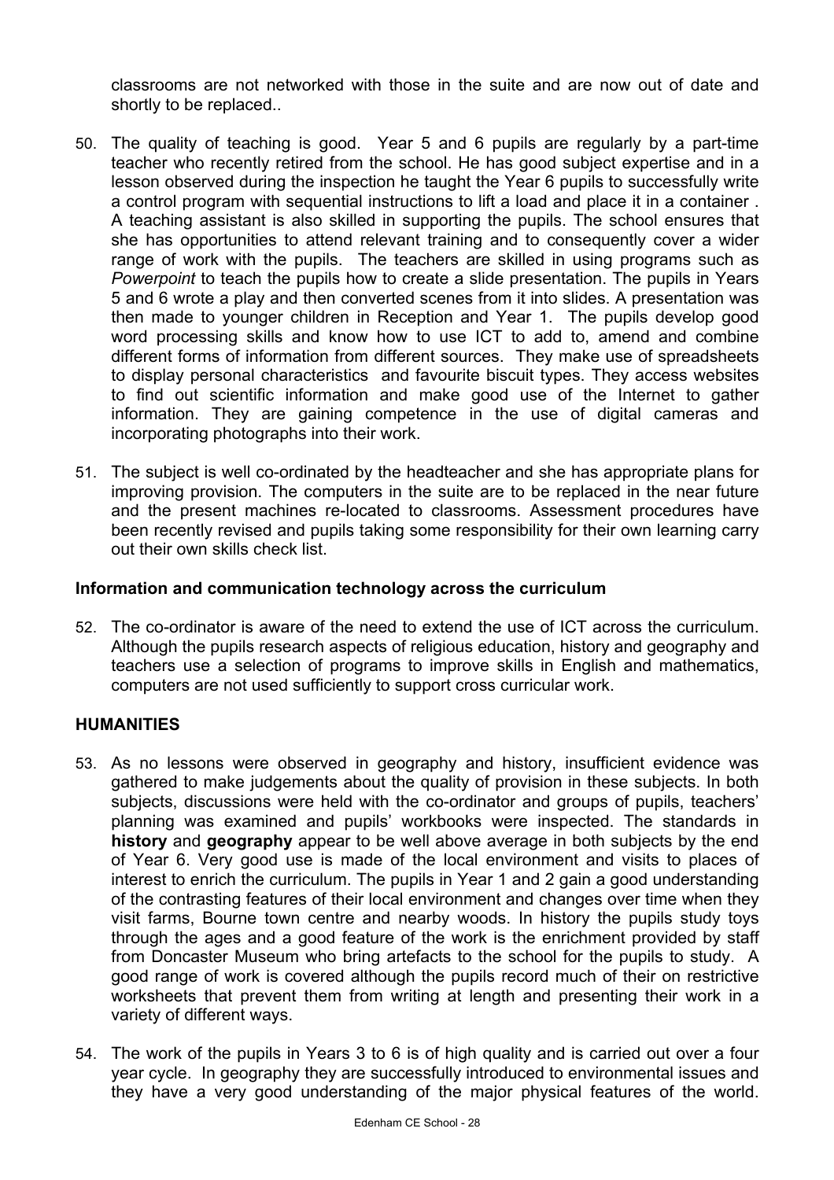classrooms are not networked with those in the suite and are now out of date and shortly to be replaced..

50. The quality of teaching is good. Year 5 and 6 pupils are regularly by a part-time teacher who recently retired from the school. He has good subject expertise and in a lesson observed during the inspection he taught the Year 6 pupils to successfully write a control program with sequential instructions to lift a load and place it in a container . A teaching assistant is also skilled in supporting the pupils. The school ensures that she has opportunities to attend relevant training and to consequently cover a wider range of work with the pupils. The teachers are skilled in using programs such as *Powerpoint* to teach the pupils how to create a slide presentation. The pupils in Years 5 and 6 wrote a play and then converted scenes from it into slides. A presentation was then made to younger children in Reception and Year 1. The pupils develop good word processing skills and know how to use ICT to add to, amend and combine different forms of information from different sources. They make use of spreadsheets to display personal characteristics and favourite biscuit types. They access websites to find out scientific information and make good use of the Internet to gather information. They are gaining competence in the use of digital cameras and incorporating photographs into their work.

51. The subject is well co-ordinated by the headteacher and she has appropriate plans for improving provision. The computers in the suite are to be replaced in the near future and the present machines re-located to classrooms. Assessment procedures have been recently revised and pupils taking some responsibility for their own learning carry out their own skills check list.

### Information and communication technology across the curriculum

52. The co-ordinator is aware of the need to extend the use of ICT across the curriculum. Although the pupils research aspects of religious education, history and geography and teachers use a selection of programs to improve skills in English and mathematics, computers are not used sufficiently to support cross curricular work.

## HUMANITIES

53. As no lessons were observed in geography and history, insufficient evidence was gathered to make judgements about the quality of provision in these subjects. In both subjects, discussions were held with the co-ordinator and groups of pupils, teachers' planning was examined and pupils' workbooks were inspected. The standards in **history** and **geography** appear to be well above average in both subjects by the end of Year 6. Very good use is made of the local environment and visits to places of interest to enrich the curriculum. The pupils in Year 1 and 2 gain a good understanding of the contrasting features of their local environment and changes over time when they visit farms, Bourne town centre and nearby woods. In history the pupils study toys through the ages and a good feature of the work is the enrichment provided by staff from Doncaster Museum who bring artefacts to the school for the pupils to study. A good range of work is covered although the pupils record much of their on restrictive worksheets that prevent them from writing at length and presenting their work in a variety of different ways.

54. The work of the pupils in Years 3 to 6 is of high quality and is carried out over a four year cycle. In geography they are successfully introduced to environmental issues and they have a very good understanding of the major physical features of the world.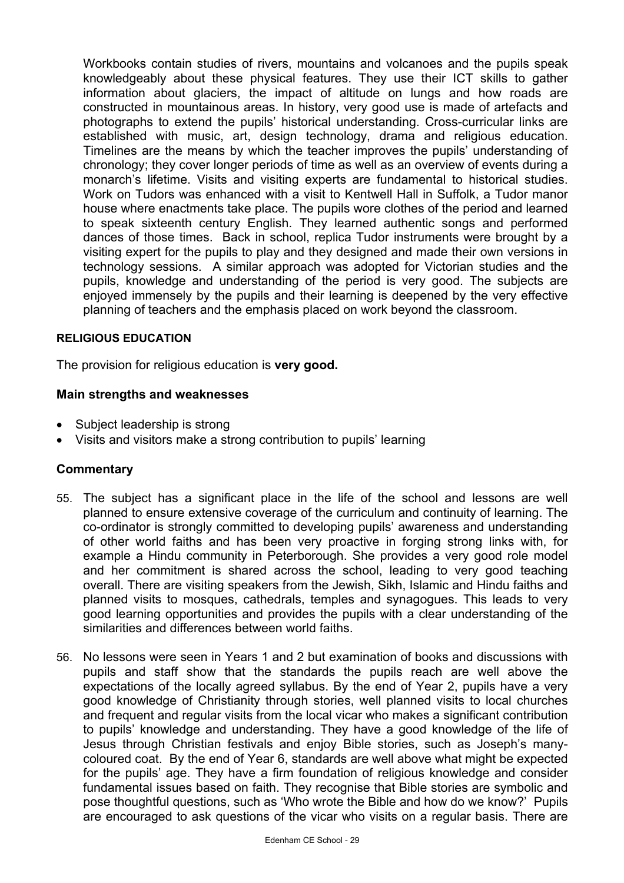Workbooks contain studies of rivers, mountains and volcanoes and the pupils speak knowledgeably about these physical features. They use their ICT skills to gather information about glaciers, the impact of altitude on lungs and how roads are constructed in mountainous areas. In history, very good use is made of artefacts and photographs to extend the pupils' historical understanding. Cross-curricular links are established with music, art, design technology, drama and religious education. Timelines are the means by which the teacher improves the pupils' understanding of chronology; they cover longer periods of time as well as an overview of events during a monarch's lifetime. Visits and visiting experts are fundamental to historical studies. Work on Tudors was enhanced with a visit to Kentwell Hall in Suffolk, a Tudor manor house where enactments take place. The pupils wore clothes of the period and learned to speak sixteenth century English. They learned authentic songs and performed dances of those times. Back in school, replica Tudor instruments were brought by a visiting expert for the pupils to play and they designed and made their own versions in technology sessions. A similar approach was adopted for Victorian studies and the pupils, knowledge and understanding of the period is very good. The subjects are enjoyed immensely by the pupils and their learning is deepened by the very effective planning of teachers and the emphasis placed on work beyond the classroom.

## RELIGIOUS EDUCATION

The provision for religious education is **very good.**

### Main strengths and weaknesses

- Subject leadership is strong
- Visits and visitors make a strong contribution to pupils' learning

### Commentary

55. The subject has a significant place in the life of the school and lessons are well planned to ensure extensive coverage of the curriculum and continuity of learning. The co-ordinator is strongly committed to developing pupils' awareness and understanding of other world faiths and has been very proactive in forging strong links with, for example a Hindu community in Peterborough. She provides a very good role model and her commitment is shared across the school, leading to very good teaching overall. There are visiting speakers from the Jewish, Sikh, Islamic and Hindu faiths and planned visits to mosques, cathedrals, temples and synagogues. This leads to very good learning opportunities and provides the pupils with a clear understanding of the similarities and differences between world faiths.

56. No lessons were seen in Years 1 and 2 but examination of books and discussions with pupils and staff show that the standards the pupils reach are well above the expectations of the locally agreed syllabus. By the end of Year 2, pupils have a very good knowledge of Christianity through stories, well planned visits to local churches and frequent and regular visits from the local vicar who makes a significant contribution to pupils' knowledge and understanding. They have a good knowledge of the life of Jesus through Christian festivals and enjoy Bible stories, such as Joseph's many-coloured coat. By the end of Year 6, standards are well above what might be expected for the pupils' age. They have a firm foundation of religious knowledge and consider fundamental issues based on faith. They recognise that Bible stories are symbolic and pose thoughtful questions, such as 'Who wrote the Bible and how do we know?' Pupils are encouraged to ask questions of the vicar who visits on a regular basis. There are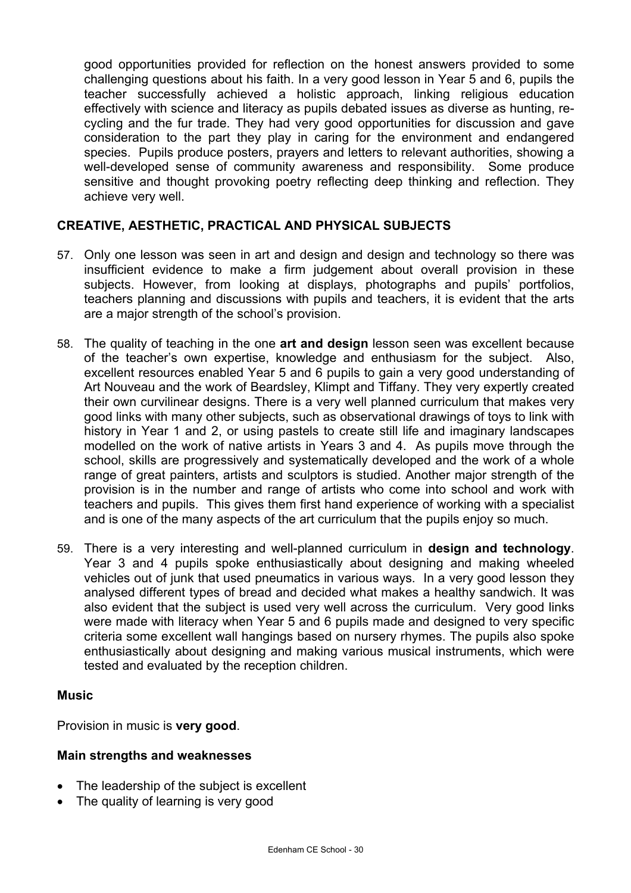good opportunities provided for reflection on the honest answers provided to some challenging questions about his faith. In a very good lesson in Year 5 and 6, pupils the teacher successfully achieved a holistic approach, linking religious education effectively with science and literacy as pupils debated issues as diverse as hunting, re-cycling and the fur trade. They had very good opportunities for discussion and gave consideration to the part they play in caring for the environment and endangered species. Pupils produce posters, prayers and letters to relevant authorities, showing a well-developed sense of community awareness and responsibility. Some produce sensitive and thought provoking poetry reflecting deep thinking and reflection. They achieve very well.

## CREATIVE, AESTHETIC, PRACTICAL AND PHYSICAL SUBJECTS

57. Only one lesson was seen in art and design and design and technology so there was insufficient evidence to make a firm judgement about overall provision in these subjects. However, from looking at displays, photographs and pupils' portfolios, teachers planning and discussions with pupils and teachers, it is evident that the arts are a major strength of the school's provision.

58. The quality of teaching in the one **art and design** lesson seen was excellent because of the teacher's own expertise, knowledge and enthusiasm for the subject. Also, excellent resources enabled Year 5 and 6 pupils to gain a very good understanding of Art Nouveau and the work of Beardsley, Klimpt and Tiffany. They very expertly created their own curvilinear designs. There is a very well planned curriculum that makes very good links with many other subjects, such as observational drawings of toys to link with history in Year 1 and 2, or using pastels to create still life and imaginary landscapes modelled on the work of native artists in Years 3 and 4. As pupils move through the school, skills are progressively and systematically developed and the work of a whole range of great painters, artists and sculptors is studied. Another major strength of the provision is in the number and range of artists who come into school and work with teachers and pupils. This gives them first hand experience of working with a specialist and is one of the many aspects of the art curriculum that the pupils enjoy so much.

59. There is a very interesting and well-planned curriculum in **design and technology**. Year 3 and 4 pupils spoke enthusiastically about designing and making wheeled vehicles out of junk that used pneumatics in various ways. In a very good lesson they analysed different types of bread and decided what makes a healthy sandwich. It was also evident that the subject is used very well across the curriculum. Very good links were made with literacy when Year 5 and 6 pupils made and designed to very specific criteria some excellent wall hangings based on nursery rhymes. The pupils also spoke enthusiastically about designing and making various musical instruments, which were tested and evaluated by the reception children.

### Music

Provision in music is **very good**.

### Main strengths and weaknesses

- The leadership of the subject is excellent
- The quality of learning is very good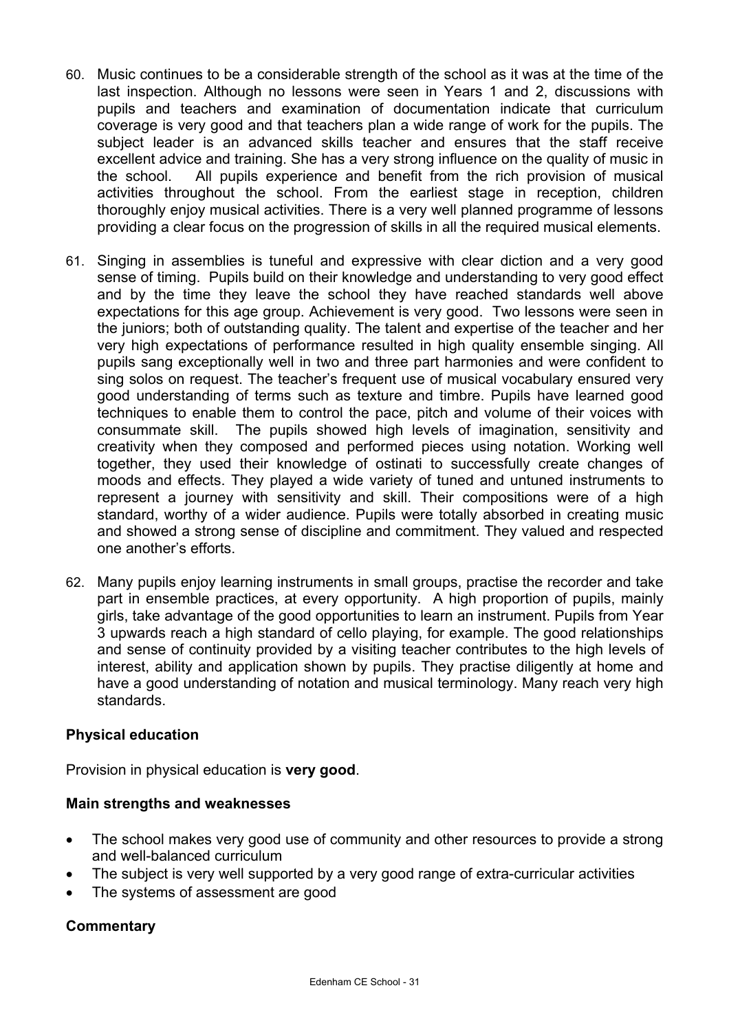60. Music continues to be a considerable strength of the school as it was at the time of the last inspection. Although no lessons were seen in Years 1 and 2, discussions with pupils and teachers and examination of documentation indicate that curriculum coverage is very good and that teachers plan a wide range of work for the pupils. The subject leader is an advanced skills teacher and ensures that the staff receive excellent advice and training. She has a very strong influence on the quality of music in the school. All pupils experience and benefit from the rich provision of musical activities throughout the school. From the earliest stage in reception, children thoroughly enjoy musical activities. There is a very well planned programme of lessons providing a clear focus on the progression of skills in all the required musical elements.

61. Singing in assemblies is tuneful and expressive with clear diction and a very good sense of timing. Pupils build on their knowledge and understanding to very good effect and by the time they leave the school they have reached standards well above expectations for this age group. Achievement is very good. Two lessons were seen in the juniors; both of outstanding quality. The talent and expertise of the teacher and her very high expectations of performance resulted in high quality ensemble singing. All pupils sang exceptionally well in two and three part harmonies and were confident to sing solos on request. The teacher's frequent use of musical vocabulary ensured very good understanding of terms such as texture and timbre. Pupils have learned good techniques to enable them to control the pace, pitch and volume of their voices with consummate skill. The pupils showed high levels of imagination, sensitivity and creativity when they composed and performed pieces using notation. Working well together, they used their knowledge of ostinati to successfully create changes of moods and effects. They played a wide variety of tuned and untuned instruments to represent a journey with sensitivity and skill. Their compositions were of a high standard, worthy of a wider audience. Pupils were totally absorbed in creating music and showed a strong sense of discipline and commitment. They valued and respected one another's efforts.

62. Many pupils enjoy learning instruments in small groups, practise the recorder and take part in ensemble practices, at every opportunity. A high proportion of pupils, mainly girls, take advantage of the good opportunities to learn an instrument. Pupils from Year 3 upwards reach a high standard of cello playing, for example. The good relationships and sense of continuity provided by a visiting teacher contributes to the high levels of interest, ability and application shown by pupils. They practise diligently at home and have a good understanding of notation and musical terminology. Many reach very high standards.

### Physical education

Provision in physical education is **very good**.

#### Main strengths and weaknesses

- The school makes very good use of community and other resources to provide a strong and well-balanced curriculum
- The subject is very well supported by a very good range of extra-curricular activities
- The systems of assessment are good

#### Commentary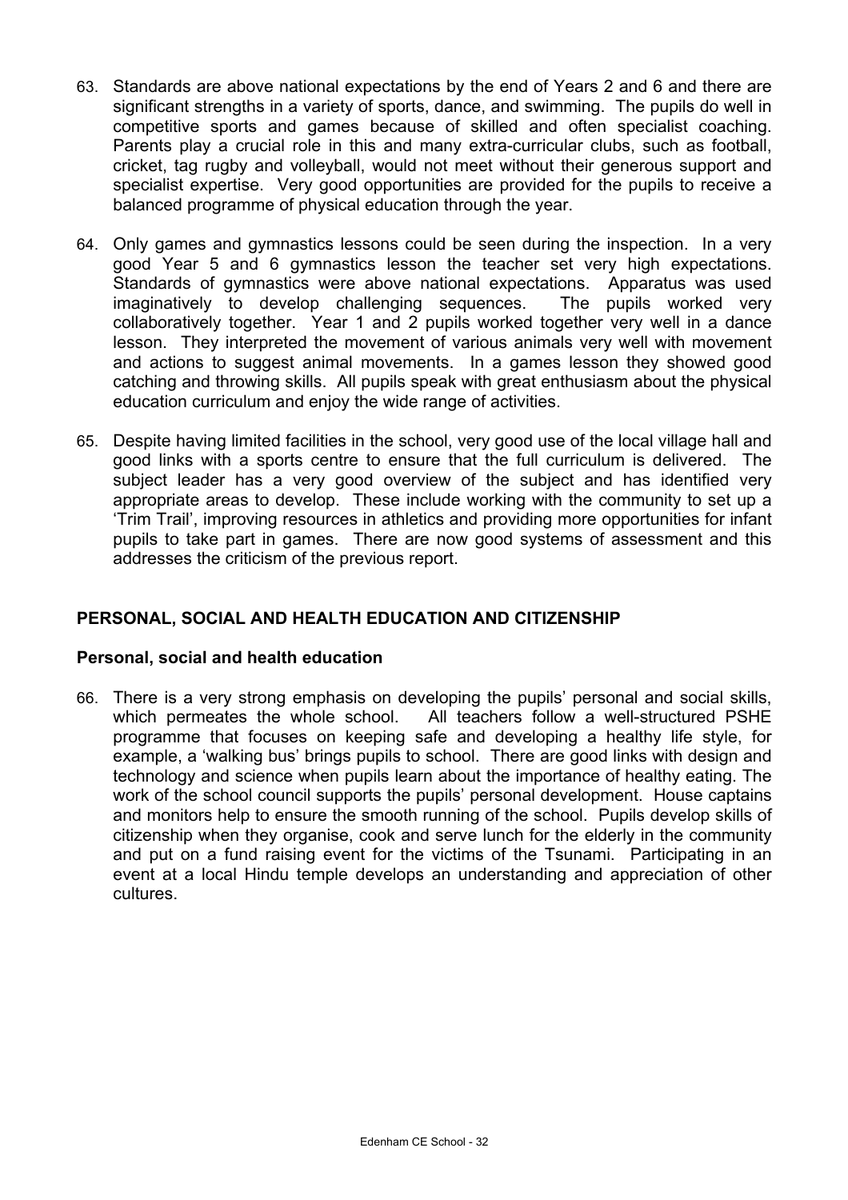63. Standards are above national expectations by the end of Years 2 and 6 and there are significant strengths in a variety of sports, dance, and swimming. The pupils do well in competitive sports and games because of skilled and often specialist coaching. Parents play a crucial role in this and many extra-curricular clubs, such as football, cricket, tag rugby and volleyball, would not meet without their generous support and specialist expertise. Very good opportunities are provided for the pupils to receive a balanced programme of physical education through the year.

64. Only games and gymnastics lessons could be seen during the inspection. In a very good Year 5 and 6 gymnastics lesson the teacher set very high expectations. Standards of gymnastics were above national expectations. Apparatus was used imaginatively to develop challenging sequences. The pupils worked very collaboratively together. Year 1 and 2 pupils worked together very well in a dance lesson. They interpreted the movement of various animals very well with movement and actions to suggest animal movements. In a games lesson they showed good catching and throwing skills. All pupils speak with great enthusiasm about the physical education curriculum and enjoy the wide range of activities.

65. Despite having limited facilities in the school, very good use of the local village hall and good links with a sports centre to ensure that the full curriculum is delivered. The subject leader has a very good overview of the subject and has identified very appropriate areas to develop. These include working with the community to set up a 'Trim Trail', improving resources in athletics and providing more opportunities for infant pupils to take part in games. There are now good systems of assessment and this addresses the criticism of the previous report.

## PERSONAL, SOCIAL AND HEALTH EDUCATION AND CITIZENSHIP

### Personal, social and health education

66. There is a very strong emphasis on developing the pupils' personal and social skills, which permeates the whole school. All teachers follow a well-structured PSHE programme that focuses on keeping safe and developing a healthy life style, for example, a 'walking bus' brings pupils to school. There are good links with design and technology and science when pupils learn about the importance of healthy eating. The work of the school council supports the pupils' personal development. House captains and monitors help to ensure the smooth running of the school. Pupils develop skills of citizenship when they organise, cook and serve lunch for the elderly in the community and put on a fund raising event for the victims of the Tsunami. Participating in an event at a local Hindu temple develops an understanding and appreciation of other cultures.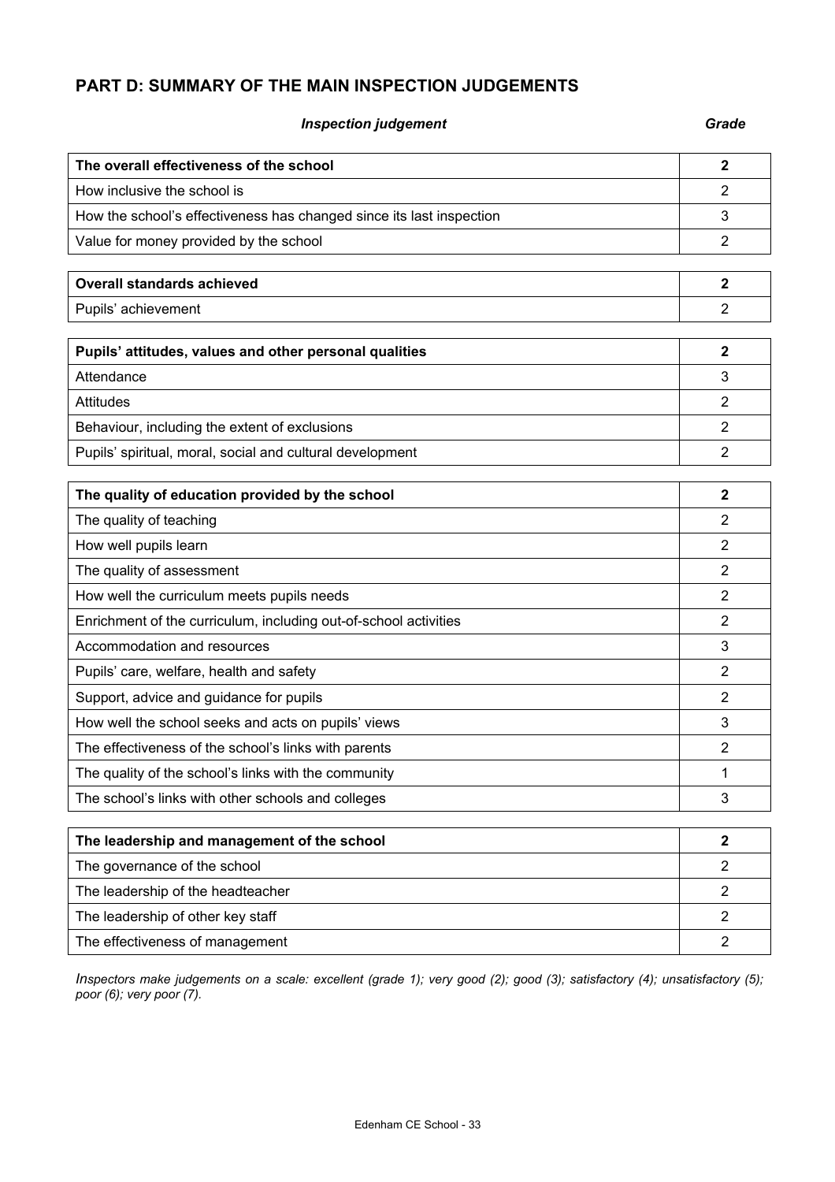## PART D: SUMMARY OF THE MAIN INSPECTION JUDGEMENTS

| *Inspection judgement* | *Grade* |
|---|---|
| **The overall effectiveness of the school** | **2** |
| How inclusive the school is | 2 |
| How the school's effectiveness has changed since its last inspection | 3 |
| Value for money provided by the school | 2 |
| | |
| **Overall standards achieved** | **2** |
| Pupils' achievement | 2 |
| | |
| **Pupils' attitudes, values and other personal qualities** | **2** |
| Attendance | 3 |
| Attitudes | 2 |
| Behaviour, including the extent of exclusions | 2 |
| Pupils' spiritual, moral, social and cultural development | 2 |
| | |
| **The quality of education provided by the school** | **2** |
| The quality of teaching | 2 |
| How well pupils learn | 2 |
| The quality of assessment | 2 |
| How well the curriculum meets pupils needs | 2 |
| Enrichment of the curriculum, including out-of-school activities | 2 |
| Accommodation and resources | 3 |
| Pupils' care, welfare, health and safety | 2 |
| Support, advice and guidance for pupils | 2 |
| How well the school seeks and acts on pupils' views | 3 |
| The effectiveness of the school's links with parents | 2 |
| The quality of the school's links with the community | 1 |
| The school's links with other schools and colleges | 3 |
| | |
| **The leadership and management of the school** | **2** |
| The governance of the school | 2 |
| The leadership of the headteacher | 2 |
| The leadership of other key staff | 2 |
| The effectiveness of management | 2 |

*Inspectors make judgements on a scale: excellent (grade 1); very good (2); good (3); satisfactory (4); unsatisfactory (5); poor (6); very poor (7).*